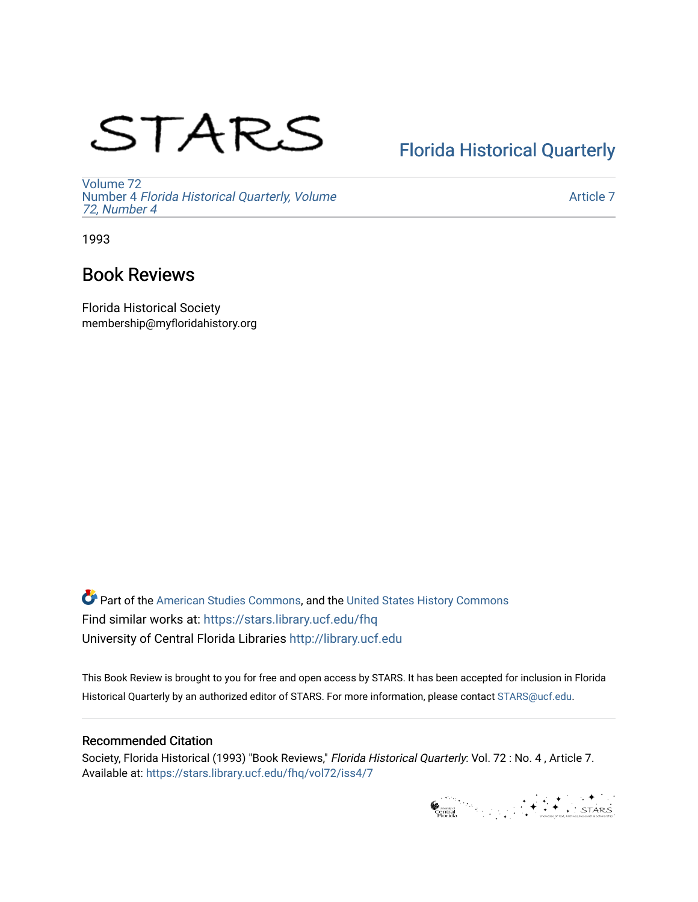STARS

Florida Historical Quarterly

Volume 72
Number 4 *Florida Historical Quarterly, Volume 72, Number 4*

Article 7

1993

# Book Reviews

Florida Historical Society
membership@myfloridahistory.org

Part of the American Studies Commons, and the United States History Commons
Find similar works at: https://stars.library.ucf.edu/fhq
University of Central Florida Libraries http://library.ucf.edu

This Book Review is brought to you for free and open access by STARS. It has been accepted for inclusion in Florida Historical Quarterly by an authorized editor of STARS. For more information, please contact STARS@ucf.edu.

## Recommended Citation

Society, Florida Historical (1993) "Book Reviews," *Florida Historical Quarterly*: Vol. 72 : No. 4 , Article 7.
Available at: https://stars.library.ucf.edu/fhq/vol72/iss4/7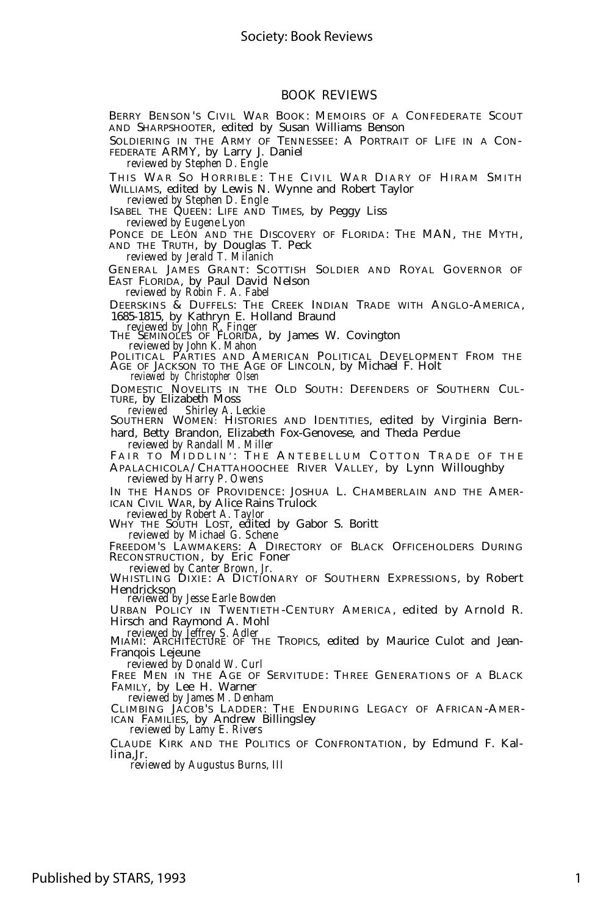# BOOK REVIEWS

BERRY BENSON'S CIVIL WAR BOOK: MEMOIRS OF A CONFEDERATE SCOUT AND SHARPSHOOTER, edited by Susan Williams Benson

SOLDIERING IN THE ARMY OF TENNESSEE: A PORTRAIT OF LIFE IN A CONFEDERATE ARMY, by Larry J. Daniel

*reviewed by Stephen D. Engle*

THIS WAR SO HORRIBLE: THE CIVIL WAR DIARY OF HIRAM SMITH WILLIAMS, edited by Lewis N. Wynne and Robert Taylor

*reviewed by Stephen D. Engle*

ISABEL THE QUEEN: LIFE AND TIMES, by Peggy Liss

*reviewed by Eugene Lyon*

PONCE DE LEÓN AND THE DISCOVERY OF FLORIDA: THE MAN, THE MYTH, AND THE TRUTH, by Douglas T. Peck

*reviewed by Jerald T. Milanich*

GENERAL JAMES GRANT: SCOTTISH SOLDIER AND ROYAL GOVERNOR OF EAST FLORIDA, by Paul David Nelson

*reviewed by Robin F. A. Fabel*

DEERSKINS & DUFFELS: THE CREEK INDIAN TRADE WITH ANGLO-AMERICA, 1685-1815, by Kathryn E. Holland Braund

*reviewed by John R. Finger*

THE SEMINOLES OF FLORIDA, by James W. Covington

*reviewed by John K. Mahon*

POLITICAL PARTIES AND AMERICAN POLITICAL DEVELOPMENT FROM THE AGE OF JACKSON TO THE AGE OF LINCOLN, by Michael F. Holt

*reviewed by Christopher Olsen*

DOMESTIC NOVELITS IN THE OLD SOUTH: DEFENDERS OF SOUTHERN CULTURE, by Elizabeth Moss

*reviewed Shirley A. Leckie*

SOUTHERN WOMEN: HISTORIES AND IDENTITIES, edited by Virginia Bernhard, Betty Brandon, Elizabeth Fox-Genovese, and Theda Perdue

*reviewed by Randall M. Miller*

FAIR TO MIDDLIN': THE ANTEBELLUM COTTON TRADE OF THE APALACHICOLA/CHATTAHOOCHEE RIVER VALLEY, by Lynn Willoughby

*reviewed by Harry P. Owens*

IN THE HANDS OF PROVIDENCE: JOSHUA L. CHAMBERLAIN AND THE AMERICAN CIVIL WAR, by Alice Rains Trulock

*reviewed by Robert A. Taylor*

WHY THE SOUTH LOST, edited by Gabor S. Boritt

*reviewed by Michael G. Schene*

FREEDOM'S LAWMAKERS: A DIRECTORY OF BLACK OFFICEHOLDERS DURING RECONSTRUCTION, by Eric Foner

*reviewed by Canter Brown, Jr.*

WHISTLING DIXIE: A DICTIONARY OF SOUTHERN EXPRESSIONS, by Robert Hendrickson

*reviewed by Jesse Earle Bowden*

URBAN POLICY IN TWENTIETH-CENTURY AMERICA, edited by Arnold R. Hirsch and Raymond A. Mohl

*reviewed by Jeffrey S. Adler*

MIAMI: ARCHITECTURE OF THE TROPICS, edited by Maurice Culot and Jean-Franqois Lejeune

*reviewed by Donald W. Curl*

FREE MEN IN THE AGE OF SERVITUDE: THREE GENERATIONS OF A BLACK FAMILY, by Lee H. Warner

*reviewed by James M. Denham*

CLIMBING JACOB'S LADDER: THE ENDURING LEGACY OF AFRICAN-AMERICAN FAMILIES, by Andrew Billingsley

*reviewed by Lamy E. Rivers*

CLAUDE KIRK AND THE POLITICS OF CONFRONTATION, by Edmund F. Kallina,Jr.

*reviewed by Augustus Burns, III*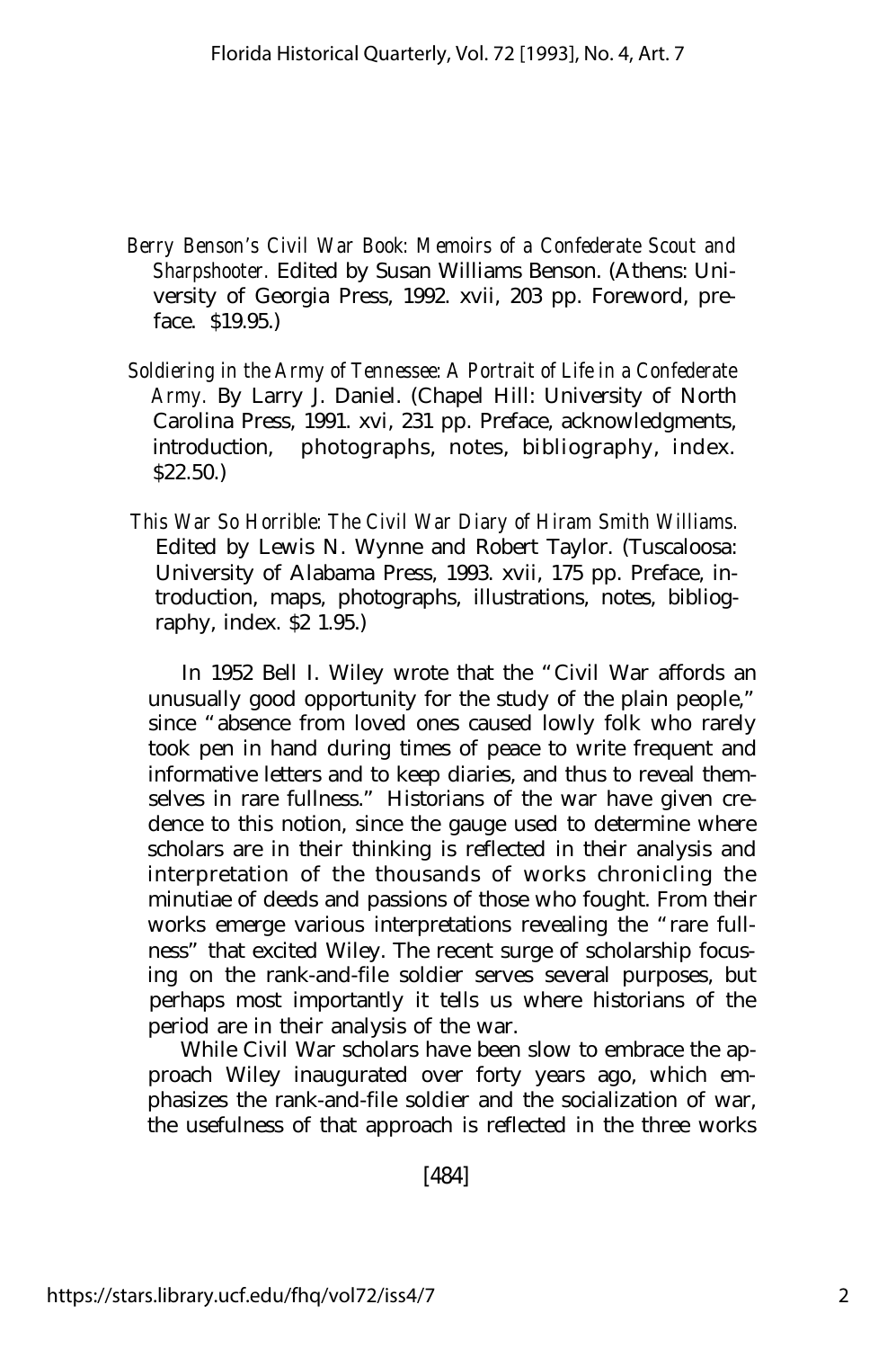*Berry Benson's Civil War Book: Memoirs of a Confederate Scout and Sharpshooter.* Edited by Susan Williams Benson. (Athens: University of Georgia Press, 1992. xvii, 203 pp. Foreword, preface. $19.95.)

*Soldiering in the Army of Tennessee: A Portrait of Life in a Confederate Army.* By Larry J. Daniel. (Chapel Hill: University of North Carolina Press, 1991. xvi, 231 pp. Preface, acknowledgments, introduction, photographs, notes, bibliography, index. $22.50.)

*This War So Horrible: The Civil War Diary of Hiram Smith Williams.* Edited by Lewis N. Wynne and Robert Taylor. (Tuscaloosa: University of Alabama Press, 1993. xvii, 175 pp. Preface, introduction, maps, photographs, illustrations, notes, bibliography, index. $2 1.95.)

In 1952 Bell I. Wiley wrote that the "Civil War affords an unusually good opportunity for the study of the plain people," since "absence from loved ones caused lowly folk who rarely took pen in hand during times of peace to write frequent and informative letters and to keep diaries, and thus to reveal themselves in rare fullness." Historians of the war have given credence to this notion, since the gauge used to determine where scholars are in their thinking is reflected in their analysis and interpretation of the thousands of works chronicling the minutiae of deeds and passions of those who fought. From their works emerge various interpretations revealing the "rare fullness" that excited Wiley. The recent surge of scholarship focusing on the rank-and-file soldier serves several purposes, but perhaps most importantly it tells us where historians of the period are in their analysis of the war.

While Civil War scholars have been slow to embrace the approach Wiley inaugurated over forty years ago, which emphasizes the rank-and-file soldier and the socialization of war, the usefulness of that approach is reflected in the three works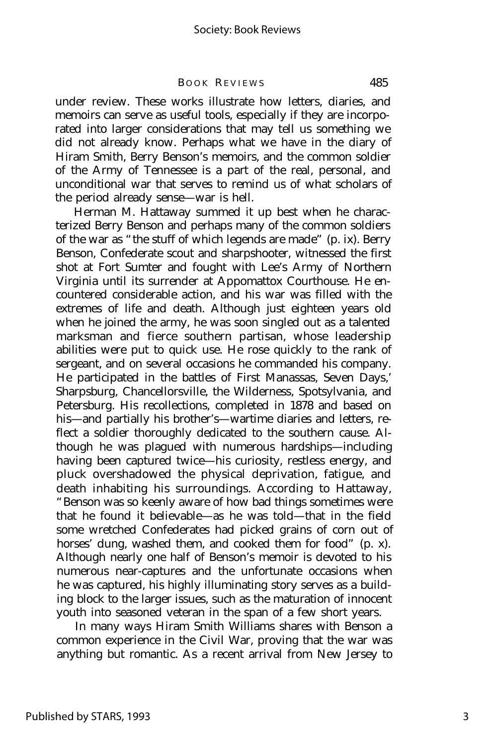under review. These works illustrate how letters, diaries, and memoirs can serve as useful tools, especially if they are incorporated into larger considerations that may tell us something we did not already know. Perhaps what we have in the diary of Hiram Smith, Berry Benson's memoirs, and the common soldier of the Army of Tennessee is a part of the real, personal, and unconditional war that serves to remind us of what scholars of the period already sense—war is hell.

Herman M. Hattaway summed it up best when he characterized Berry Benson and perhaps many of the common soldiers of the war as "the stuff of which legends are made" (p. ix). Berry Benson, Confederate scout and sharpshooter, witnessed the first shot at Fort Sumter and fought with Lee's Army of Northern Virginia until its surrender at Appomattox Courthouse. He encountered considerable action, and his war was filled with the extremes of life and death. Although just eighteen years old when he joined the army, he was soon singled out as a talented marksman and fierce southern partisan, whose leadership abilities were put to quick use. He rose quickly to the rank of sergeant, and on several occasions he commanded his company. He participated in the battles of First Manassas, Seven Days,' Sharpsburg, Chancellorsville, the Wilderness, Spotsylvania, and Petersburg. His recollections, completed in 1878 and based on his—and partially his brother's—wartime diaries and letters, reflect a soldier thoroughly dedicated to the southern cause. Although he was plagued with numerous hardships—including having been captured twice—his curiosity, restless energy, and pluck overshadowed the physical deprivation, fatigue, and death inhabiting his surroundings. According to Hattaway, "Benson was so keenly aware of how bad things sometimes were that he found it believable—as he was told—that in the field some wretched Confederates had picked grains of corn out of horses' dung, washed them, and cooked them for food" (p. x). Although nearly one half of Benson's memoir is devoted to his numerous near-captures and the unfortunate occasions when he was captured, his highly illuminating story serves as a building block to the larger issues, such as the maturation of innocent youth into seasoned veteran in the span of a few short years.

In many ways Hiram Smith Williams shares with Benson a common experience in the Civil War, proving that the war was anything but romantic. As a recent arrival from New Jersey to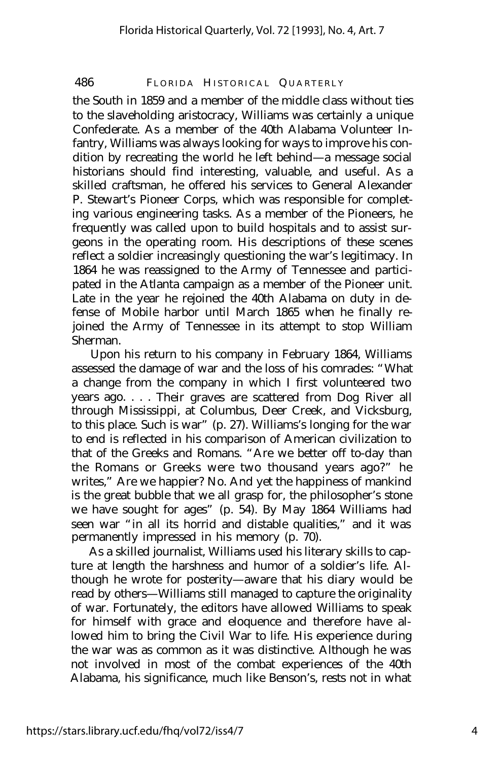the South in 1859 and a member of the middle class without ties to the slaveholding aristocracy, Williams was certainly a unique Confederate. As a member of the 40th Alabama Volunteer Infantry, Williams was always looking for ways to improve his condition by recreating the world he left behind— a message social historians should find interesting, valuable, and useful. As a skilled craftsman, he offered his services to General Alexander P. Stewart's Pioneer Corps, which was responsible for completing various engineering tasks. As a member of the Pioneers, he frequently was called upon to build hospitals and to assist surgeons in the operating room. His descriptions of these scenes reflect a soldier increasingly questioning the war's legitimacy. In 1864 he was reassigned to the Army of Tennessee and participated in the Atlanta campaign as a member of the Pioneer unit. Late in the year he rejoined the 40th Alabama on duty in defense of Mobile harbor until March 1865 when he finally rejoined the Army of Tennessee in its attempt to stop William Sherman.

Upon his return to his company in February 1864, Williams assessed the damage of war and the loss of his comrades: "What a change from the company in which I first volunteered two years ago. . . . Their graves are scattered from Dog River all through Mississippi, at Columbus, Deer Creek, and Vicksburg, to this place. Such is war" (p. 27). Williams's longing for the war to end is reflected in his comparison of American civilization to that of the Greeks and Romans. "Are we better off to-day than the Romans or Greeks were two thousand years ago?" he writes," Are we happier? No. And yet the happiness of mankind is the great bubble that we all grasp for, the philosopher's stone we have sought for ages" (p. 54). By May 1864 Williams had seen war "in all its horrid and distable qualities," and it was permanently impressed in his memory (p. 70).

As a skilled journalist, Williams used his literary skills to capture at length the harshness and humor of a soldier's life. Although he wrote for posterity— aware that his diary would be read by others— Williams still managed to capture the originality of war. Fortunately, the editors have allowed Williams to speak for himself with grace and eloquence and therefore have allowed him to bring the Civil War to life. His experience during the war was as common as it was distinctive. Although he was not involved in most of the combat experiences of the 40th Alabama, his significance, much like Benson's, rests not in what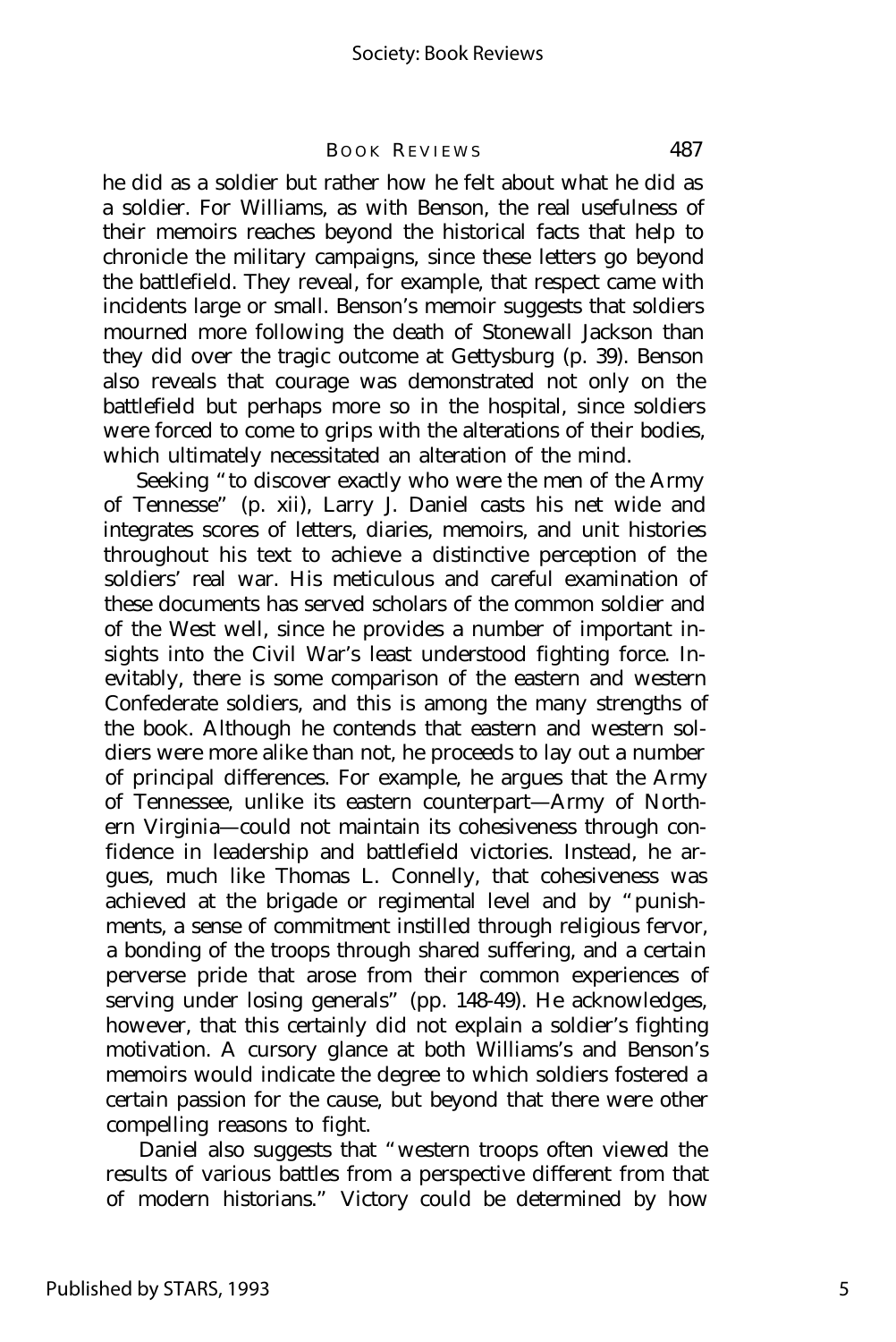he did as a soldier but rather how he felt about what he did as a soldier. For Williams, as with Benson, the real usefulness of their memoirs reaches beyond the historical facts that help to chronicle the military campaigns, since these letters go beyond the battlefield. They reveal, for example, that respect came with incidents large or small. Benson's memoir suggests that soldiers mourned more following the death of Stonewall Jackson than they did over the tragic outcome at Gettysburg (p. 39). Benson also reveals that courage was demonstrated not only on the battlefield but perhaps more so in the hospital, since soldiers were forced to come to grips with the alterations of their bodies, which ultimately necessitated an alteration of the mind.

Seeking "to discover exactly who were the men of the Army of Tennesse" (p. xii), Larry J. Daniel casts his net wide and integrates scores of letters, diaries, memoirs, and unit histories throughout his text to achieve a distinctive perception of the soldiers' real war. His meticulous and careful examination of these documents has served scholars of the common soldier and of the West well, since he provides a number of important insights into the Civil War's least understood fighting force. Inevitably, there is some comparison of the eastern and western Confederate soldiers, and this is among the many strengths of the book. Although he contends that eastern and western soldiers were more alike than not, he proceeds to lay out a number of principal differences. For example, he argues that the Army of Tennessee, unlike its eastern counterpart—Army of Northern Virginia—could not maintain its cohesiveness through confidence in leadership and battlefield victories. Instead, he argues, much like Thomas L. Connelly, that cohesiveness was achieved at the brigade or regimental level and by "punishments, a sense of commitment instilled through religious fervor, a bonding of the troops through shared suffering, and a certain perverse pride that arose from their common experiences of serving under losing generals" (pp. 148-49). He acknowledges, however, that this certainly did not explain a soldier's fighting motivation. A cursory glance at both Williams's and Benson's memoirs would indicate the degree to which soldiers fostered a certain passion for the cause, but beyond that there were other compelling reasons to fight.

Daniel also suggests that "western troops often viewed the results of various battles from a perspective different from that of modern historians." Victory could be determined by how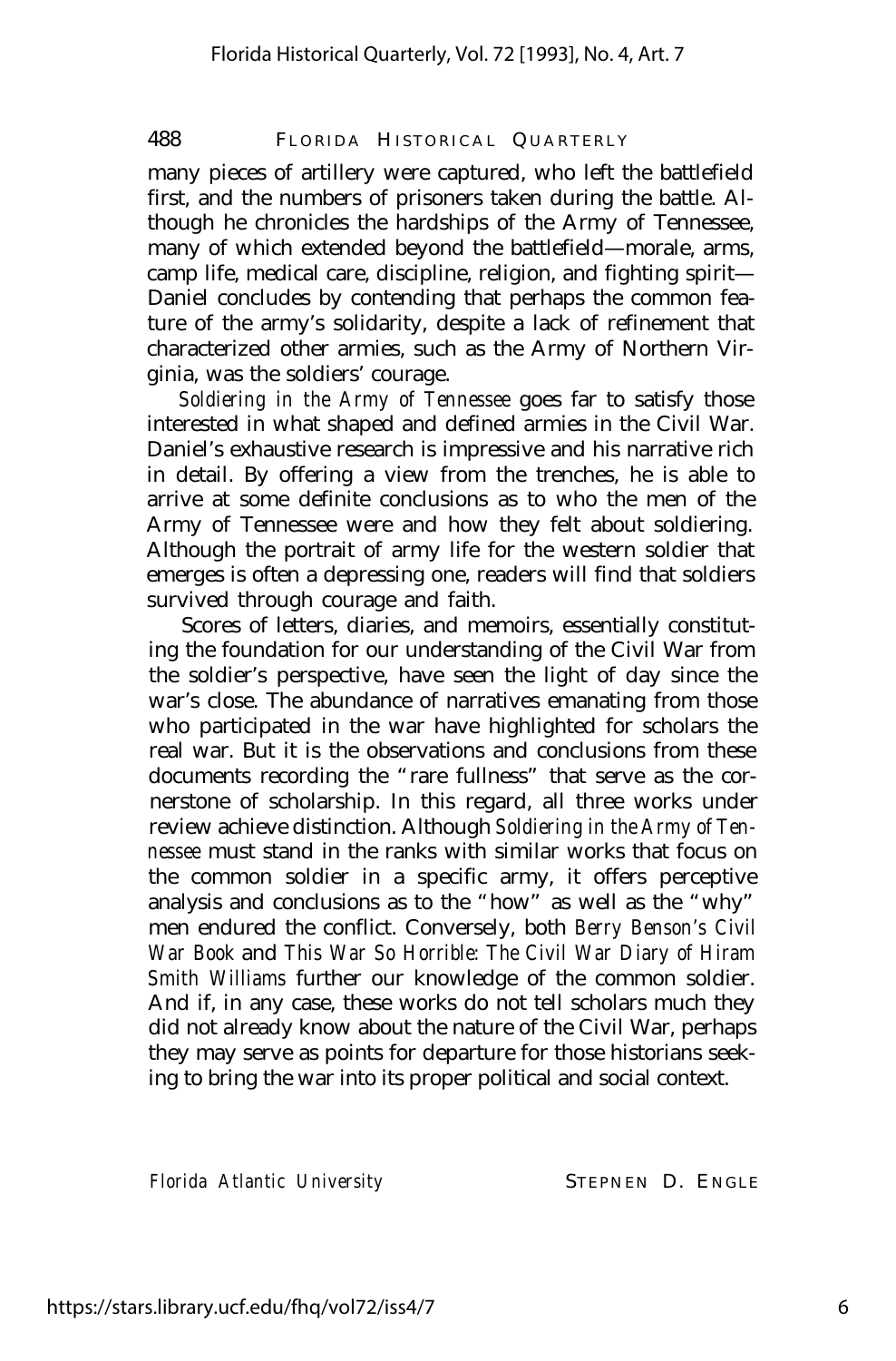many pieces of artillery were captured, who left the battlefield first, and the numbers of prisoners taken during the battle. Although he chronicles the hardships of the Army of Tennessee, many of which extended beyond the battlefield—morale, arms, camp life, medical care, discipline, religion, and fighting spirit—Daniel concludes by contending that perhaps the common feature of the army's solidarity, despite a lack of refinement that characterized other armies, such as the Army of Northern Virginia, was the soldiers' courage.

*Soldiering in the Army of Tennessee* goes far to satisfy those interested in what shaped and defined armies in the Civil War. Daniel's exhaustive research is impressive and his narrative rich in detail. By offering a view from the trenches, he is able to arrive at some definite conclusions as to who the men of the Army of Tennessee were and how they felt about soldiering. Although the portrait of army life for the western soldier that emerges is often a depressing one, readers will find that soldiers survived through courage and faith.

Scores of letters, diaries, and memoirs, essentially constituting the foundation for our understanding of the Civil War from the soldier's perspective, have seen the light of day since the war's close. The abundance of narratives emanating from those who participated in the war have highlighted for scholars the real war. But it is the observations and conclusions from these documents recording the "rare fullness" that serve as the cornerstone of scholarship. In this regard, all three works under review achieve distinction. Although *Soldiering in the Army of Tennessee* must stand in the ranks with similar works that focus on the common soldier in a specific army, it offers perceptive analysis and conclusions as to the "how" as well as the "why" men endured the conflict. Conversely, both *Berry Benson's Civil War Book* and *This War So Horrible: The Civil War Diary of Hiram Smith Williams* further our knowledge of the common soldier. And if, in any case, these works do not tell scholars much they did not already know about the nature of the Civil War, perhaps they may serve as points for departure for those historians seeking to bring the war into its proper political and social context.

*Florida Atlantic University* STEPNEN D. ENGLE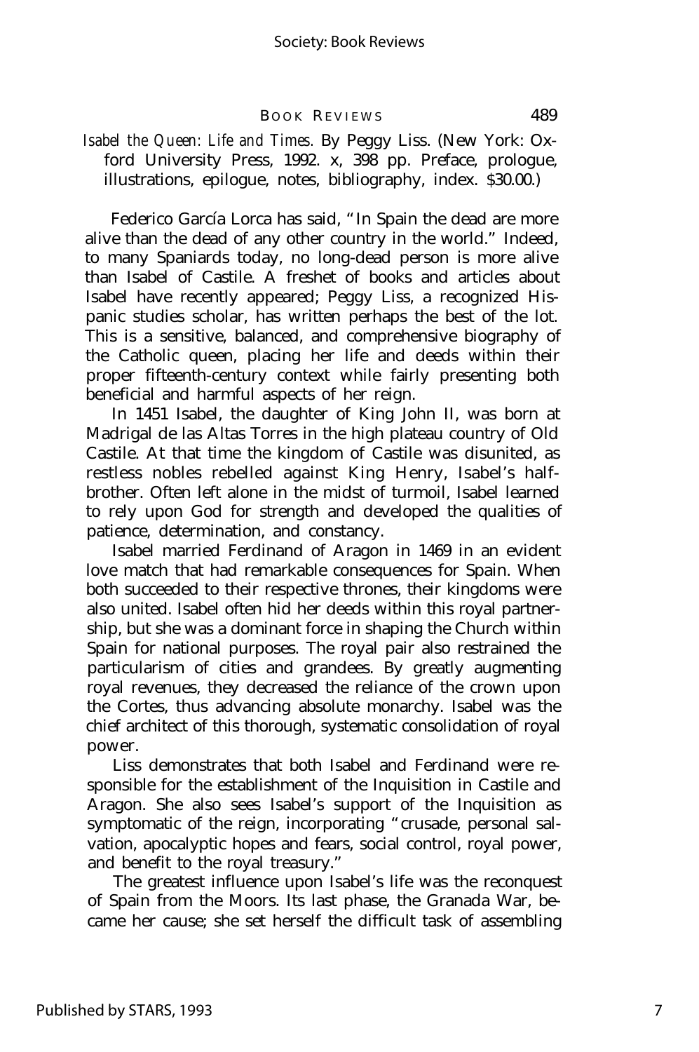*Isabel the Queen: Life and Times.* By Peggy Liss. (New York: Oxford University Press, 1992. x, 398 pp. Preface, prologue, illustrations, epilogue, notes, bibliography, index. $30.00.)

Federico García Lorca has said, "In Spain the dead are more alive than the dead of any other country in the world." Indeed, to many Spaniards today, no long-dead person is more alive than Isabel of Castile. A freshet of books and articles about Isabel have recently appeared; Peggy Liss, a recognized Hispanic studies scholar, has written perhaps the best of the lot. This is a sensitive, balanced, and comprehensive biography of the Catholic queen, placing her life and deeds within their proper fifteenth-century context while fairly presenting both beneficial and harmful aspects of her reign.

In 1451 Isabel, the daughter of King John II, was born at Madrigal de las Altas Torres in the high plateau country of Old Castile. At that time the kingdom of Castile was disunited, as restless nobles rebelled against King Henry, Isabel's half-brother. Often left alone in the midst of turmoil, Isabel learned to rely upon God for strength and developed the qualities of patience, determination, and constancy.

Isabel married Ferdinand of Aragon in 1469 in an evident love match that had remarkable consequences for Spain. When both succeeded to their respective thrones, their kingdoms were also united. Isabel often hid her deeds within this royal partnership, but she was a dominant force in shaping the Church within Spain for national purposes. The royal pair also restrained the particularism of cities and grandees. By greatly augmenting royal revenues, they decreased the reliance of the crown upon the Cortes, thus advancing absolute monarchy. Isabel was the chief architect of this thorough, systematic consolidation of royal power.

Liss demonstrates that both Isabel and Ferdinand were responsible for the establishment of the Inquisition in Castile and Aragon. She also sees Isabel's support of the Inquisition as symptomatic of the reign, incorporating "crusade, personal salvation, apocalyptic hopes and fears, social control, royal power, and benefit to the royal treasury."

The greatest influence upon Isabel's life was the reconquest of Spain from the Moors. Its last phase, the Granada War, became her cause; she set herself the difficult task of assembling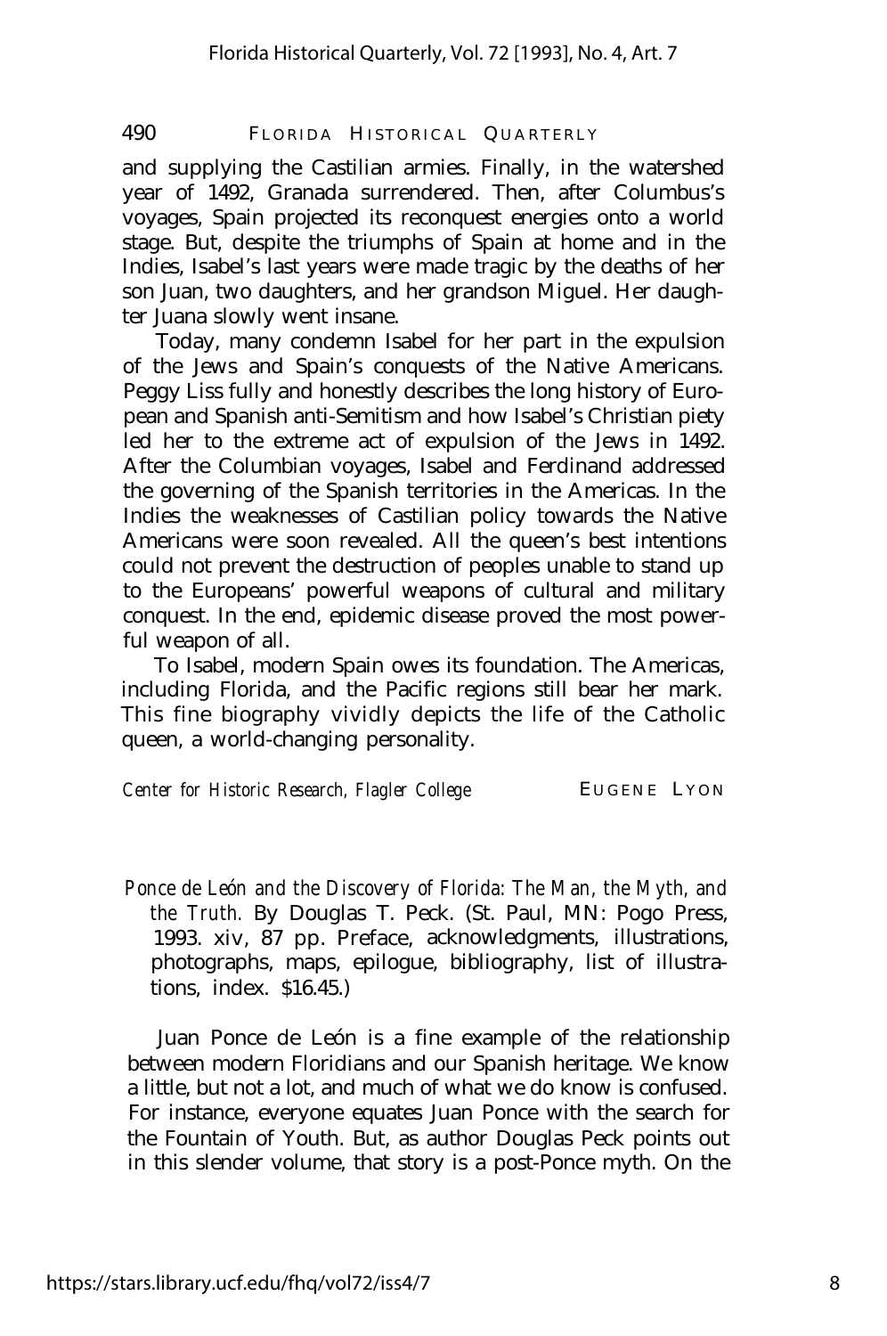and supplying the Castilian armies. Finally, in the watershed year of 1492, Granada surrendered. Then, after Columbus's voyages, Spain projected its reconquest energies onto a world stage. But, despite the triumphs of Spain at home and in the Indies, Isabel's last years were made tragic by the deaths of her son Juan, two daughters, and her grandson Miguel. Her daughter Juana slowly went insane.

Today, many condemn Isabel for her part in the expulsion of the Jews and Spain's conquests of the Native Americans. Peggy Liss fully and honestly describes the long history of European and Spanish anti-Semitism and how Isabel's Christian piety led her to the extreme act of expulsion of the Jews in 1492. After the Columbian voyages, Isabel and Ferdinand addressed the governing of the Spanish territories in the Americas. In the Indies the weaknesses of Castilian policy towards the Native Americans were soon revealed. All the queen's best intentions could not prevent the destruction of peoples unable to stand up to the Europeans' powerful weapons of cultural and military conquest. In the end, epidemic disease proved the most powerful weapon of all.

To Isabel, modern Spain owes its foundation. The Americas, including Florida, and the Pacific regions still bear her mark. This fine biography vividly depicts the life of the Catholic queen, a world-changing personality.

*Center for Historic Research, Flagler College* EUGENE LYON

*Ponce de León and the Discovery of Florida: The Man, the Myth, and the Truth.* By Douglas T. Peck. (St. Paul, MN: Pogo Press, 1993. xiv, 87 pp. Preface, acknowledgments, illustrations, photographs, maps, epilogue, bibliography, list of illustrations, index. $16.45.)

Juan Ponce de León is a fine example of the relationship between modern Floridians and our Spanish heritage. We know a little, but not a lot, and much of what we do know is confused. For instance, everyone equates Juan Ponce with the search for the Fountain of Youth. But, as author Douglas Peck points out in this slender volume, that story is a post-Ponce myth. On the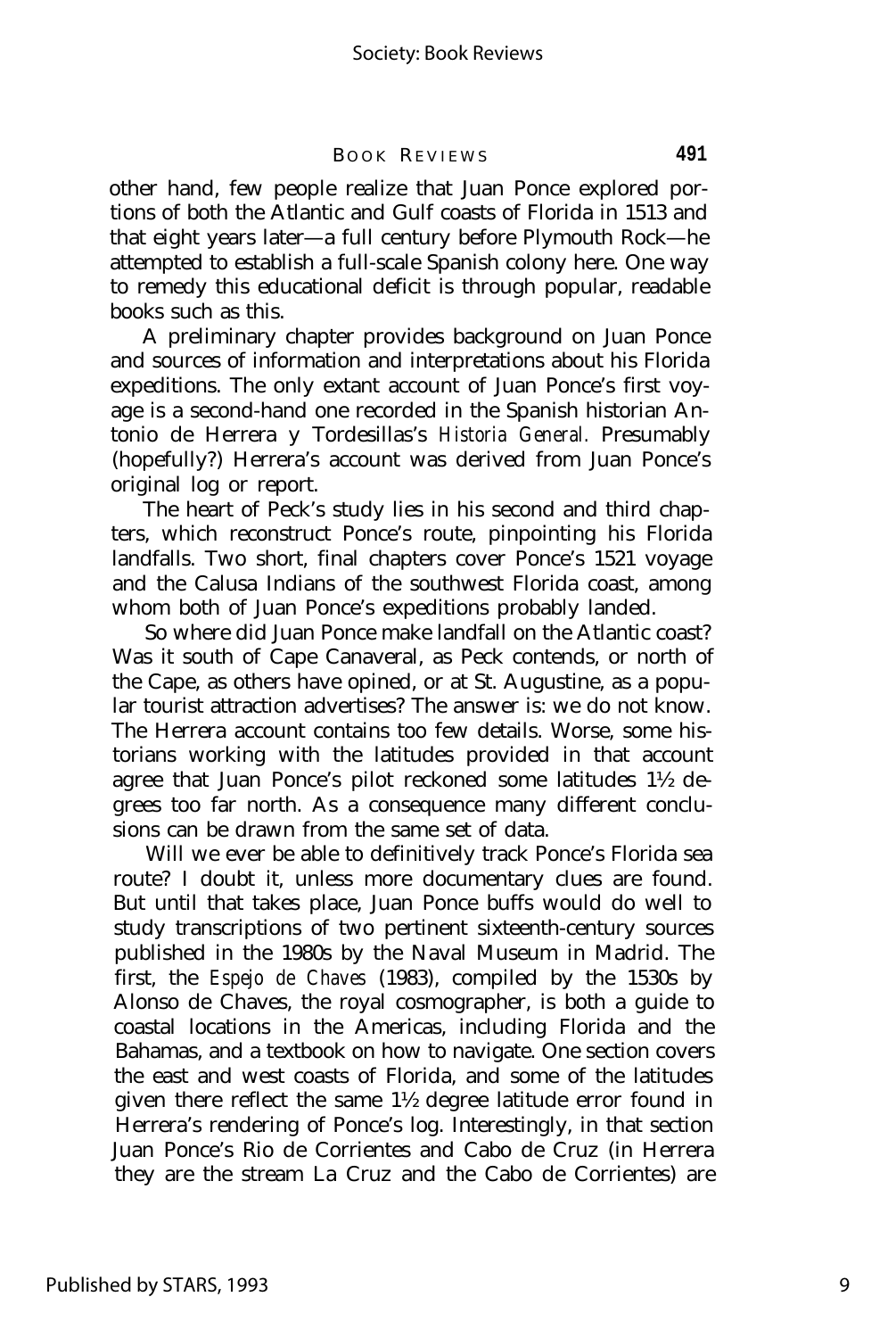other hand, few people realize that Juan Ponce explored portions of both the Atlantic and Gulf coasts of Florida in 1513 and that eight years later—a full century before Plymouth Rock—he attempted to establish a full-scale Spanish colony here. One way to remedy this educational deficit is through popular, readable books such as this.

A preliminary chapter provides background on Juan Ponce and sources of information and interpretations about his Florida expeditions. The only extant account of Juan Ponce's first voyage is a second-hand one recorded in the Spanish historian Antonio de Herrera y Tordesillas's *Historia General.* Presumably (hopefully?) Herrera's account was derived from Juan Ponce's original log or report.

The heart of Peck's study lies in his second and third chapters, which reconstruct Ponce's route, pinpointing his Florida landfalls. Two short, final chapters cover Ponce's 1521 voyage and the Calusa Indians of the southwest Florida coast, among whom both of Juan Ponce's expeditions probably landed.

So where did Juan Ponce make landfall on the Atlantic coast? Was it south of Cape Canaveral, as Peck contends, or north of the Cape, as others have opined, or at St. Augustine, as a popular tourist attraction advertises? The answer is: we do not know. The Herrera account contains too few details. Worse, some historians working with the latitudes provided in that account agree that Juan Ponce's pilot reckoned some latitudes 1½ degrees too far north. As a consequence many different conclusions can be drawn from the same set of data.

Will we ever be able to definitively track Ponce's Florida sea route? I doubt it, unless more documentary clues are found. But until that takes place, Juan Ponce buffs would do well to study transcriptions of two pertinent sixteenth-century sources published in the 1980s by the Naval Museum in Madrid. The first, the *Espejo de Chaves* (1983), compiled by the 1530s by Alonso de Chaves, the royal cosmographer, is both a guide to coastal locations in the Americas, including Florida and the Bahamas, and a textbook on how to navigate. One section covers the east and west coasts of Florida, and some of the latitudes given there reflect the same 1½ degree latitude error found in Herrera's rendering of Ponce's log. Interestingly, in that section Juan Ponce's Rio de Corrientes and Cabo de Cruz (in Herrera they are the stream La Cruz and the Cabo de Corrientes) are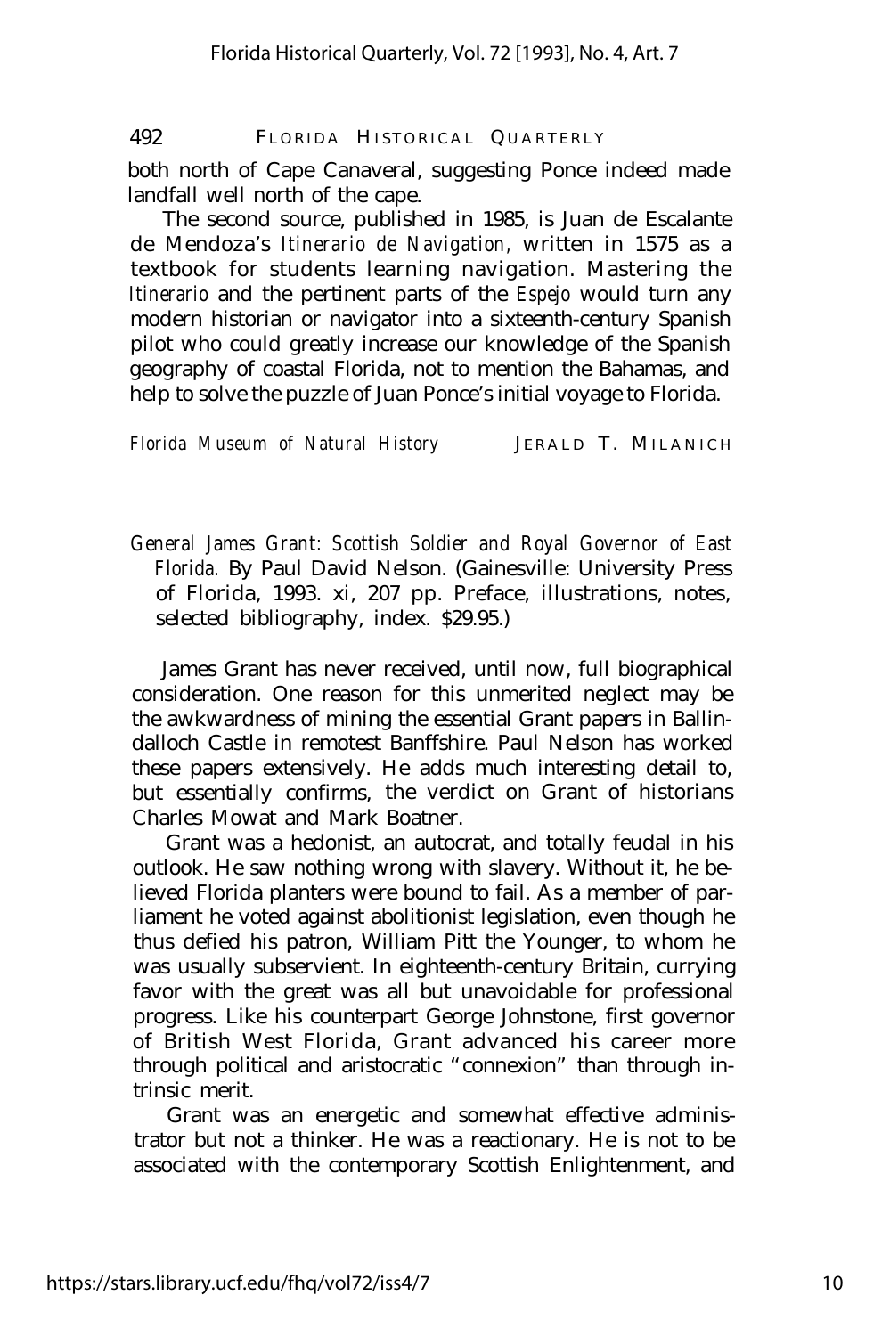both north of Cape Canaveral, suggesting Ponce indeed made landfall well north of the cape.

The second source, published in 1985, is Juan de Escalante de Mendoza's *Itinerario de Navigation,* written in 1575 as a textbook for students learning navigation. Mastering the *Itinerario* and the pertinent parts of the *Espejo* would turn any modern historian or navigator into a sixteenth-century Spanish pilot who could greatly increase our knowledge of the Spanish geography of coastal Florida, not to mention the Bahamas, and help to solve the puzzle of Juan Ponce's initial voyage to Florida.

*Florida Museum of Natural History* JERALD T. MILANICH

*General James Grant: Scottish Soldier and Royal Governor of East Florida.* By Paul David Nelson. (Gainesville: University Press of Florida, 1993. xi, 207 pp. Preface, illustrations, notes, selected bibliography, index. $29.95.)

James Grant has never received, until now, full biographical consideration. One reason for this unmerited neglect may be the awkwardness of mining the essential Grant papers in Ballindalloch Castle in remotest Banffshire. Paul Nelson has worked these papers extensively. He adds much interesting detail to, but essentially confirms, the verdict on Grant of historians Charles Mowat and Mark Boatner.

Grant was a hedonist, an autocrat, and totally feudal in his outlook. He saw nothing wrong with slavery. Without it, he believed Florida planters were bound to fail. As a member of parliament he voted against abolitionist legislation, even though he thus defied his patron, William Pitt the Younger, to whom he was usually subservient. In eighteenth-century Britain, currying favor with the great was all but unavoidable for professional progress. Like his counterpart George Johnstone, first governor of British West Florida, Grant advanced his career more through political and aristocratic "connexion" than through intrinsic merit.

Grant was an energetic and somewhat effective administrator but not a thinker. He was a reactionary. He is not to be associated with the contemporary Scottish Enlightenment, and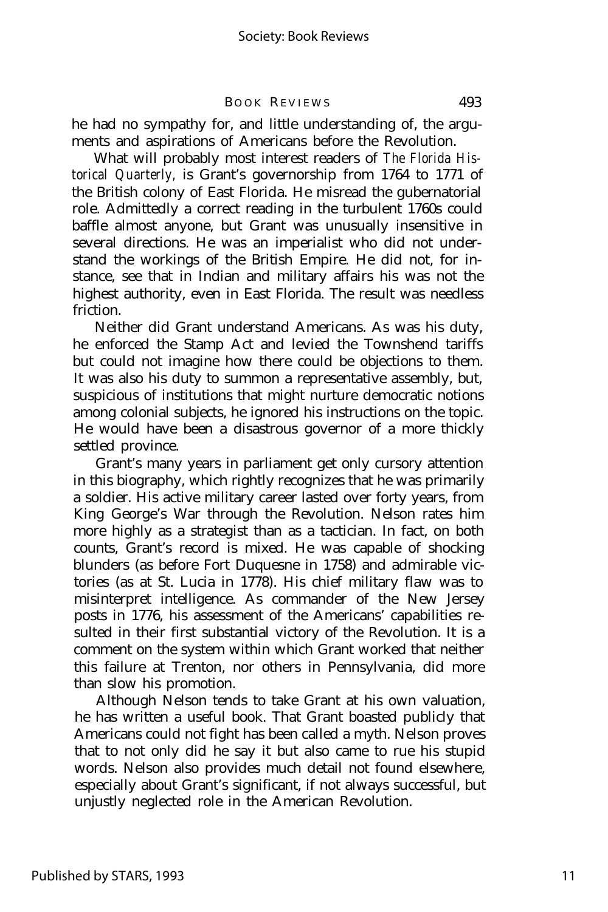he had no sympathy for, and little understanding of, the arguments and aspirations of Americans before the Revolution.

What will probably most interest readers of *The Florida Historical Quarterly,* is Grant's governorship from 1764 to 1771 of the British colony of East Florida. He misread the gubernatorial role. Admittedly a correct reading in the turbulent 1760s could baffle almost anyone, but Grant was unusually insensitive in several directions. He was an imperialist who did not understand the workings of the British Empire. He did not, for instance, see that in Indian and military affairs his was not the highest authority, even in East Florida. The result was needless friction.

Neither did Grant understand Americans. As was his duty, he enforced the Stamp Act and levied the Townshend tariffs but could not imagine how there could be objections to them. It was also his duty to summon a representative assembly, but, suspicious of institutions that might nurture democratic notions among colonial subjects, he ignored his instructions on the topic. He would have been a disastrous governor of a more thickly settled province.

Grant's many years in parliament get only cursory attention in this biography, which rightly recognizes that he was primarily a soldier. His active military career lasted over forty years, from King George's War through the Revolution. Nelson rates him more highly as a strategist than as a tactician. In fact, on both counts, Grant's record is mixed. He was capable of shocking blunders (as before Fort Duquesne in 1758) and admirable victories (as at St. Lucia in 1778). His chief military flaw was to misinterpret intelligence. As commander of the New Jersey posts in 1776, his assessment of the Americans' capabilities resulted in their first substantial victory of the Revolution. It is a comment on the system within which Grant worked that neither this failure at Trenton, nor others in Pennsylvania, did more than slow his promotion.

Although Nelson tends to take Grant at his own valuation, he has written a useful book. That Grant boasted publicly that Americans could not fight has been called a myth. Nelson proves that to not only did he say it but also came to rue his stupid words. Nelson also provides much detail not found elsewhere, especially about Grant's significant, if not always successful, but unjustly neglected role in the American Revolution.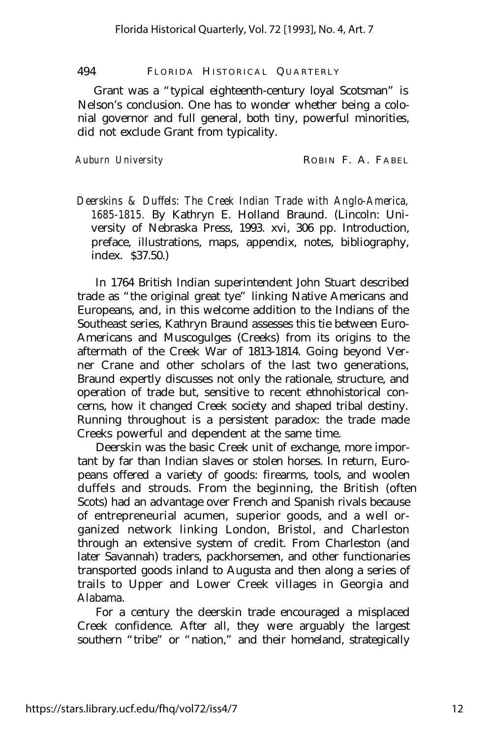Grant was a "typical eighteenth-century loyal Scotsman" is Nelson's conclusion. One has to wonder whether being a colonial governor and full general, both tiny, powerful minorities, did not exclude Grant from typicality.

*Auburn University* ROBIN F. A. FABEL

*Deerskins & Duffels: The Creek Indian Trade with Anglo-America, 1685-1815.* By Kathryn E. Holland Braund. (Lincoln: University of Nebraska Press, 1993. xvi, 306 pp. Introduction, preface, illustrations, maps, appendix, notes, bibliography, index. $37.50.)

In 1764 British Indian superintendent John Stuart described trade as "the original great tye" linking Native Americans and Europeans, and, in this welcome addition to the Indians of the Southeast series, Kathryn Braund assesses this tie between Euro-Americans and Muscogulges (Creeks) from its origins to the aftermath of the Creek War of 1813-1814. Going beyond Verner Crane and other scholars of the last two generations, Braund expertly discusses not only the rationale, structure, and operation of trade but, sensitive to recent ethnohistorical concerns, how it changed Creek society and shaped tribal destiny. Running throughout is a persistent paradox: the trade made Creeks powerful and dependent at the same time.

Deerskin was the basic Creek unit of exchange, more important by far than Indian slaves or stolen horses. In return, Europeans offered a variety of goods: firearms, tools, and woolen duffels and strouds. From the beginning, the British (often Scots) had an advantage over French and Spanish rivals because of entrepreneurial acumen, superior goods, and a well organized network linking London, Bristol, and Charleston through an extensive system of credit. From Charleston (and later Savannah) traders, packhorsemen, and other functionaries transported goods inland to Augusta and then along a series of trails to Upper and Lower Creek villages in Georgia and Alabama.

For a century the deerskin trade encouraged a misplaced Creek confidence. After all, they were arguably the largest southern "tribe" or "nation," and their homeland, strategically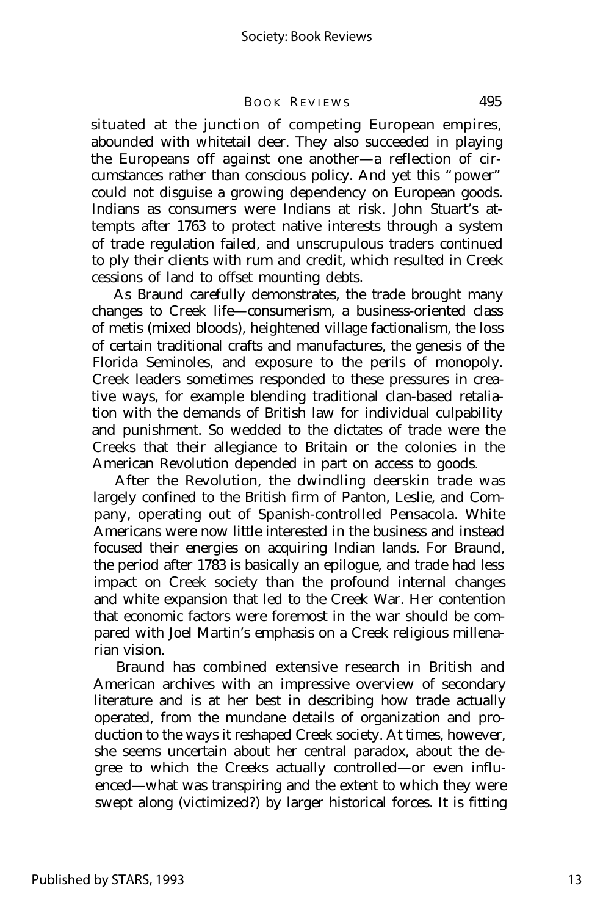situated at the junction of competing European empires, abounded with whitetail deer. They also succeeded in playing the Europeans off against one another—a reflection of circumstances rather than conscious policy. And yet this "power" could not disguise a growing dependency on European goods. Indians as consumers were Indians at risk. John Stuart's attempts after 1763 to protect native interests through a system of trade regulation failed, and unscrupulous traders continued to ply their clients with rum and credit, which resulted in Creek cessions of land to offset mounting debts.

As Braund carefully demonstrates, the trade brought many changes to Creek life—consumerism, a business-oriented class of metis (mixed bloods), heightened village factionalism, the loss of certain traditional crafts and manufactures, the genesis of the Florida Seminoles, and exposure to the perils of monopoly. Creek leaders sometimes responded to these pressures in creative ways, for example blending traditional clan-based retaliation with the demands of British law for individual culpability and punishment. So wedded to the dictates of trade were the Creeks that their allegiance to Britain or the colonies in the American Revolution depended in part on access to goods.

After the Revolution, the dwindling deerskin trade was largely confined to the British firm of Panton, Leslie, and Company, operating out of Spanish-controlled Pensacola. White Americans were now little interested in the business and instead focused their energies on acquiring Indian lands. For Braund, the period after 1783 is basically an epilogue, and trade had less impact on Creek society than the profound internal changes and white expansion that led to the Creek War. Her contention that economic factors were foremost in the war should be compared with Joel Martin's emphasis on a Creek religious millenarian vision.

Braund has combined extensive research in British and American archives with an impressive overview of secondary literature and is at her best in describing how trade actually operated, from the mundane details of organization and production to the ways it reshaped Creek society. At times, however, she seems uncertain about her central paradox, about the degree to which the Creeks actually controlled—or even influenced—what was transpiring and the extent to which they were swept along (victimized?) by larger historical forces. It is fitting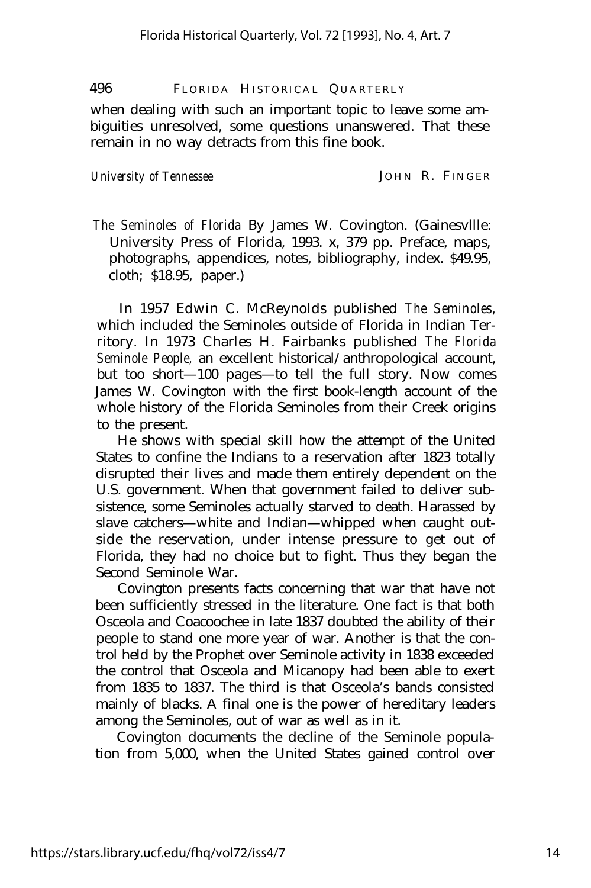when dealing with such an important topic to leave some ambiguities unresolved, some questions unanswered. That these remain in no way detracts from this fine book.

*University of Tennessee* JOHN R. FINGER

*The Seminoles of Florida* By James W. Covington. (Gainesvllle: University Press of Florida, 1993. x, 379 pp. Preface, maps, photographs, appendices, notes, bibliography, index. $49.95, cloth; $18.95, paper.)

In 1957 Edwin C. McReynolds published *The Seminoles,* which included the Seminoles outside of Florida in Indian Territory. In 1973 Charles H. Fairbanks published *The Florida Seminole People,* an excellent historical/anthropological account, but too short—100 pages—to tell the full story. Now comes James W. Covington with the first book-length account of the whole history of the Florida Seminoles from their Creek origins to the present.

He shows with special skill how the attempt of the United States to confine the Indians to a reservation after 1823 totally disrupted their lives and made them entirely dependent on the U.S. government. When that government failed to deliver subsistence, some Seminoles actually starved to death. Harassed by slave catchers—white and Indian—whipped when caught outside the reservation, under intense pressure to get out of Florida, they had no choice but to fight. Thus they began the Second Seminole War.

Covington presents facts concerning that war that have not been sufficiently stressed in the literature. One fact is that both Osceola and Coacoochee in late 1837 doubted the ability of their people to stand one more year of war. Another is that the control held by the Prophet over Seminole activity in 1838 exceeded the control that Osceola and Micanopy had been able to exert from 1835 to 1837. The third is that Osceola's bands consisted mainly of blacks. A final one is the power of hereditary leaders among the Seminoles, out of war as well as in it.

Covington documents the decline of the Seminole population from 5,000, when the United States gained control over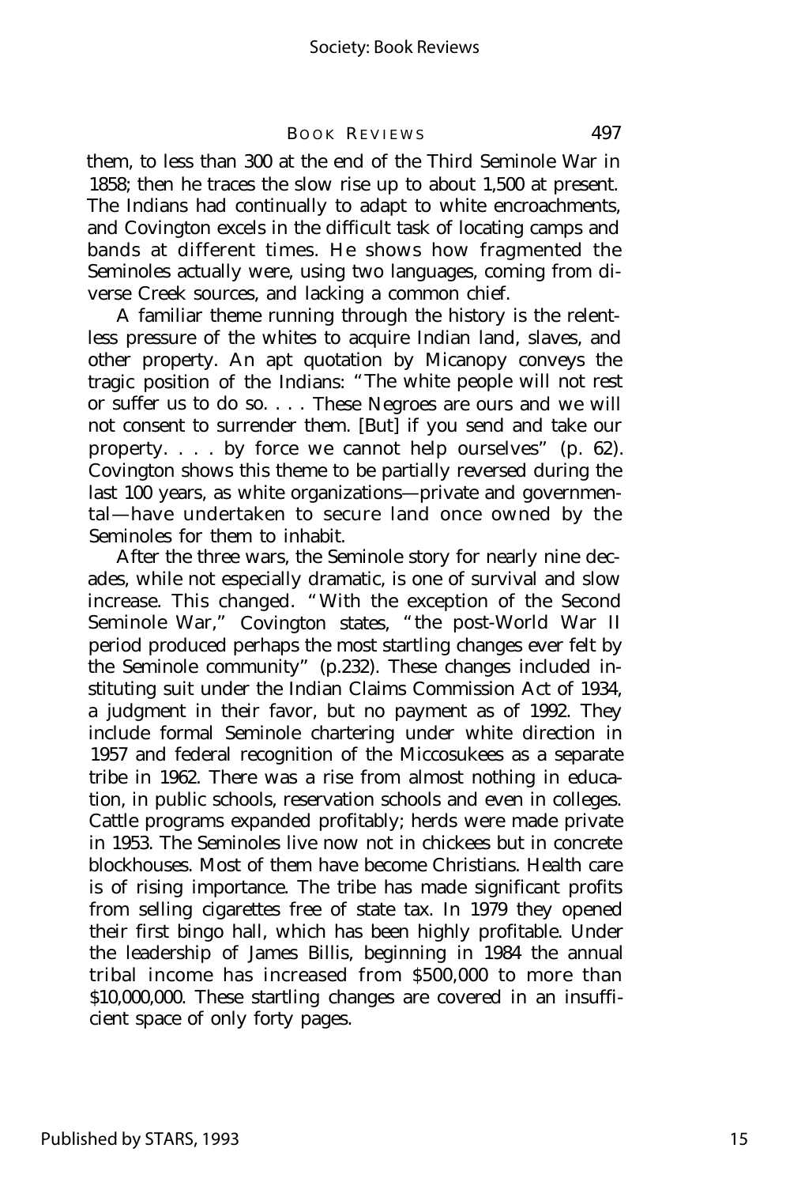them, to less than 300 at the end of the Third Seminole War in 1858; then he traces the slow rise up to about 1,500 at present. The Indians had continually to adapt to white encroachments, and Covington excels in the difficult task of locating camps and bands at different times. He shows how fragmented the Seminoles actually were, using two languages, coming from diverse Creek sources, and lacking a common chief.

A familiar theme running through the history is the relentless pressure of the whites to acquire Indian land, slaves, and other property. An apt quotation by Micanopy conveys the tragic position of the Indians: "The white people will not rest or suffer us to do so. . . . These Negroes are ours and we will not consent to surrender them. [But] if you send and take our property. . . . by force we cannot help ourselves" (p. 62). Covington shows this theme to be partially reversed during the last 100 years, as white organizations—private and governmental—have undertaken to secure land once owned by the Seminoles for them to inhabit.

After the three wars, the Seminole story for nearly nine decades, while not especially dramatic, is one of survival and slow increase. This changed. "With the exception of the Second Seminole War," Covington states, "the post-World War II period produced perhaps the most startling changes ever felt by the Seminole community" (p.232). These changes included instituting suit under the Indian Claims Commission Act of 1934, a judgment in their favor, but no payment as of 1992. They include formal Seminole chartering under white direction in 1957 and federal recognition of the Miccosukees as a separate tribe in 1962. There was a rise from almost nothing in education, in public schools, reservation schools and even in colleges. Cattle programs expanded profitably; herds were made private in 1953. The Seminoles live now not in chickees but in concrete blockhouses. Most of them have become Christians. Health care is of rising importance. The tribe has made significant profits from selling cigarettes free of state tax. In 1979 they opened their first bingo hall, which has been highly profitable. Under the leadership of James Billis, beginning in 1984 the annual tribal income has increased from $500,000 to more than $10,000,000. These startling changes are covered in an insufficient space of only forty pages.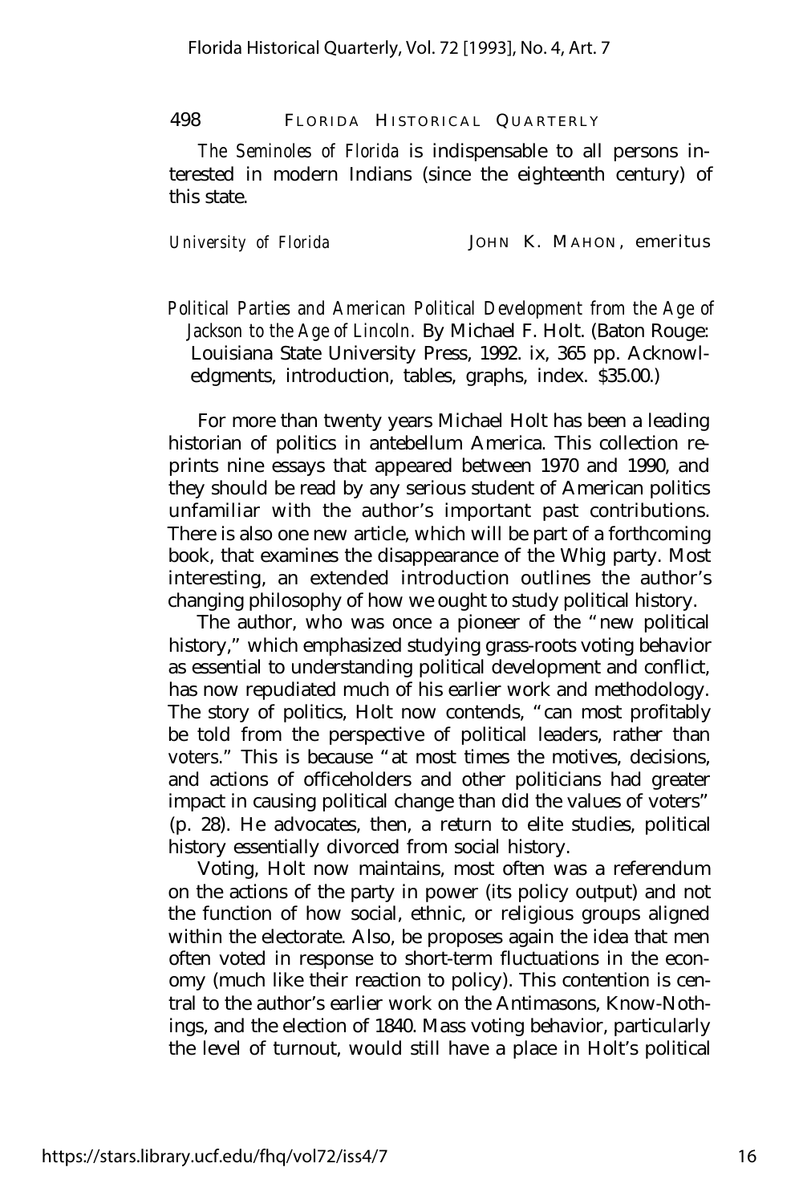*The Seminoles of Florida* is indispensable to all persons interested in modern Indians (since the eighteenth century) of this state.

*University of Florida* JOHN K. MAHON, emeritus

*Political Parties and American Political Development from the Age of Jackson to the Age of Lincoln.* By Michael F. Holt. (Baton Rouge: Louisiana State University Press, 1992. ix, 365 pp. Acknowledgments, introduction, tables, graphs, index. $35.00.)

For more than twenty years Michael Holt has been a leading historian of politics in antebellum America. This collection reprints nine essays that appeared between 1970 and 1990, and they should be read by any serious student of American politics unfamiliar with the author's important past contributions. There is also one new article, which will be part of a forthcoming book, that examines the disappearance of the Whig party. Most interesting, an extended introduction outlines the author's changing philosophy of how we ought to study political history.

The author, who was once a pioneer of the "new political history," which emphasized studying grass-roots voting behavior as essential to understanding political development and conflict, has now repudiated much of his earlier work and methodology. The story of politics, Holt now contends, "can most profitably be told from the perspective of political leaders, rather than voters." This is because "at most times the motives, decisions, and actions of officeholders and other politicians had greater impact in causing political change than did the values of voters" (p. 28). He advocates, then, a return to elite studies, political history essentially divorced from social history.

Voting, Holt now maintains, most often was a referendum on the actions of the party in power (its policy output) and not the function of how social, ethnic, or religious groups aligned within the electorate. Also, be proposes again the idea that men often voted in response to short-term fluctuations in the economy (much like their reaction to policy). This contention is central to the author's earlier work on the Antimasons, Know-Nothings, and the election of 1840. Mass voting behavior, particularly the level of turnout, would still have a place in Holt's political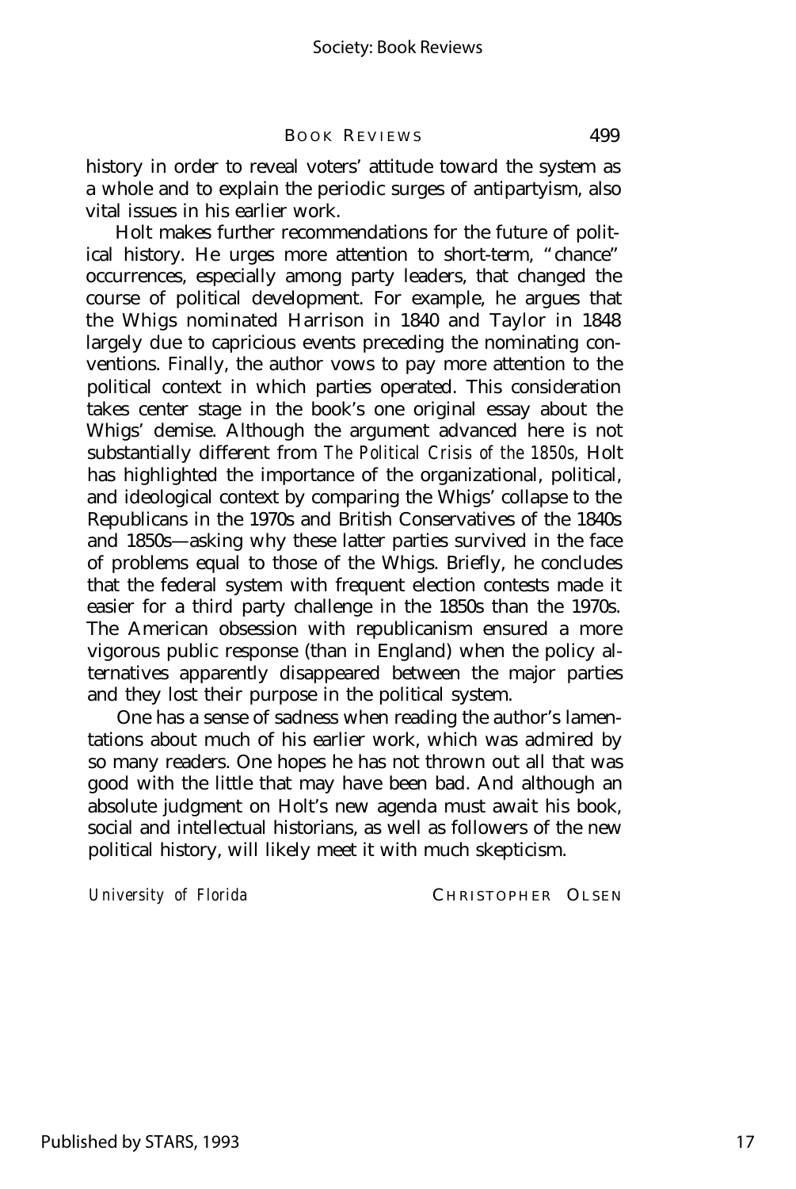history in order to reveal voters' attitude toward the system as a whole and to explain the periodic surges of antipartyism, also vital issues in his earlier work.

Holt makes further recommendations for the future of political history. He urges more attention to short-term, "chance" occurrences, especially among party leaders, that changed the course of political development. For example, he argues that the Whigs nominated Harrison in 1840 and Taylor in 1848 largely due to capricious events preceding the nominating conventions. Finally, the author vows to pay more attention to the political context in which parties operated. This consideration takes center stage in the book's one original essay about the Whigs' demise. Although the argument advanced here is not substantially different from *The Political Crisis of the 1850s,* Holt has highlighted the importance of the organizational, political, and ideological context by comparing the Whigs' collapse to the Republicans in the 1970s and British Conservatives of the 1840s and 1850s—asking why these latter parties survived in the face of problems equal to those of the Whigs. Briefly, he concludes that the federal system with frequent election contests made it easier for a third party challenge in the 1850s than the 1970s. The American obsession with republicanism ensured a more vigorous public response (than in England) when the policy alternatives apparently disappeared between the major parties and they lost their purpose in the political system.

One has a sense of sadness when reading the author's lamentations about much of his earlier work, which was admired by so many readers. One hopes he has not thrown out all that was good with the little that may have been bad. And although an absolute judgment on Holt's new agenda must await his book, social and intellectual historians, as well as followers of the new political history, will likely meet it with much skepticism.

*University of Florida* — CHRISTOPHER OLSEN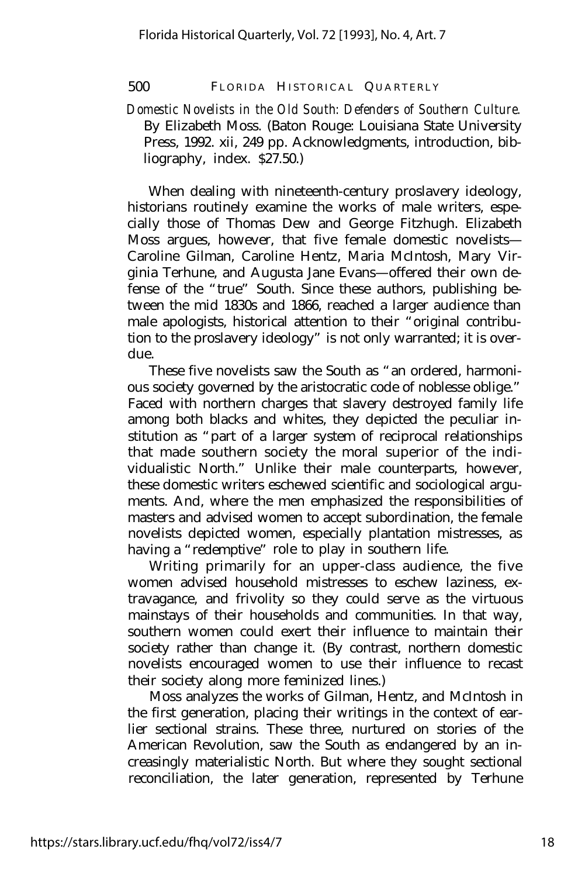*Domestic Novelists in the Old South: Defenders of Southern Culture.* By Elizabeth Moss. (Baton Rouge: Louisiana State University Press, 1992. xii, 249 pp. Acknowledgments, introduction, bibliography, index. $27.50.)

When dealing with nineteenth-century proslavery ideology, historians routinely examine the works of male writers, especially those of Thomas Dew and George Fitzhugh. Elizabeth Moss argues, however, that five female domestic novelists— Caroline Gilman, Caroline Hentz, Maria McIntosh, Mary Virginia Terhune, and Augusta Jane Evans—offered their own defense of the "true" South. Since these authors, publishing between the mid 1830s and 1866, reached a larger audience than male apologists, historical attention to their "original contribution to the proslavery ideology" is not only warranted; it is overdue.

These five novelists saw the South as "an ordered, harmonious society governed by the aristocratic code of noblesse oblige." Faced with northern charges that slavery destroyed family life among both blacks and whites, they depicted the peculiar institution as "part of a larger system of reciprocal relationships that made southern society the moral superior of the individualistic North." Unlike their male counterparts, however, these domestic writers eschewed scientific and sociological arguments. And, where the men emphasized the responsibilities of masters and advised women to accept subordination, the female novelists depicted women, especially plantation mistresses, as having a "redemptive" role to play in southern life.

Writing primarily for an upper-class audience, the five women advised household mistresses to eschew laziness, extravagance, and frivolity so they could serve as the virtuous mainstays of their households and communities. In that way, southern women could exert their influence to maintain their society rather than change it. (By contrast, northern domestic novelists encouraged women to use their influence to recast their society along more feminized lines.)

Moss analyzes the works of Gilman, Hentz, and McIntosh in the first generation, placing their writings in the context of earlier sectional strains. These three, nurtured on stories of the American Revolution, saw the South as endangered by an increasingly materialistic North. But where they sought sectional reconciliation, the later generation, represented by Terhune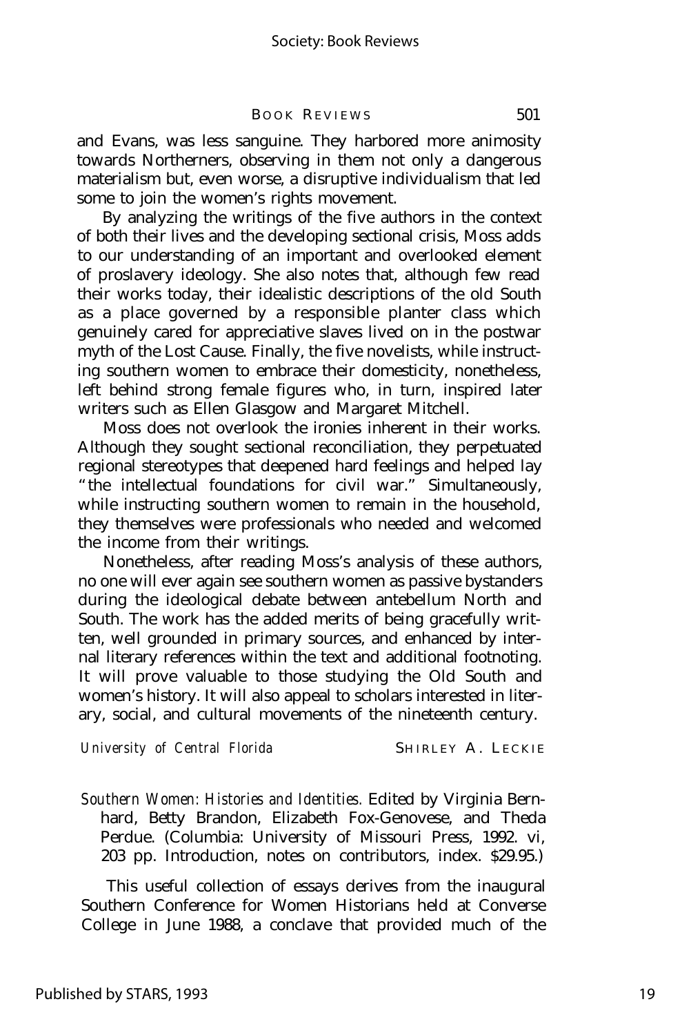and Evans, was less sanguine. They harbored more animosity towards Northerners, observing in them not only a dangerous materialism but, even worse, a disruptive individualism that led some to join the women's rights movement.

By analyzing the writings of the five authors in the context of both their lives and the developing sectional crisis, Moss adds to our understanding of an important and overlooked element of proslavery ideology. She also notes that, although few read their works today, their idealistic descriptions of the old South as a place governed by a responsible planter class which genuinely cared for appreciative slaves lived on in the postwar myth of the Lost Cause. Finally, the five novelists, while instructing southern women to embrace their domesticity, nonetheless, left behind strong female figures who, in turn, inspired later writers such as Ellen Glasgow and Margaret Mitchell.

Moss does not overlook the ironies inherent in their works. Although they sought sectional reconciliation, they perpetuated regional stereotypes that deepened hard feelings and helped lay "the intellectual foundations for civil war." Simultaneously, while instructing southern women to remain in the household, they themselves were professionals who needed and welcomed the income from their writings.

Nonetheless, after reading Moss's analysis of these authors, no one will ever again see southern women as passive bystanders during the ideological debate between antebellum North and South. The work has the added merits of being gracefully written, well grounded in primary sources, and enhanced by internal literary references within the text and additional footnoting. It will prove valuable to those studying the Old South and women's history. It will also appeal to scholars interested in literary, social, and cultural movements of the nineteenth century.

*University of Central Florida* SHIRLEY A. LECKIE

*Southern Women: Histories and Identities.* Edited by Virginia Bernhard, Betty Brandon, Elizabeth Fox-Genovese, and Theda Perdue. (Columbia: University of Missouri Press, 1992. vi, 203 pp. Introduction, notes on contributors, index. $29.95.)

This useful collection of essays derives from the inaugural Southern Conference for Women Historians held at Converse College in June 1988, a conclave that provided much of the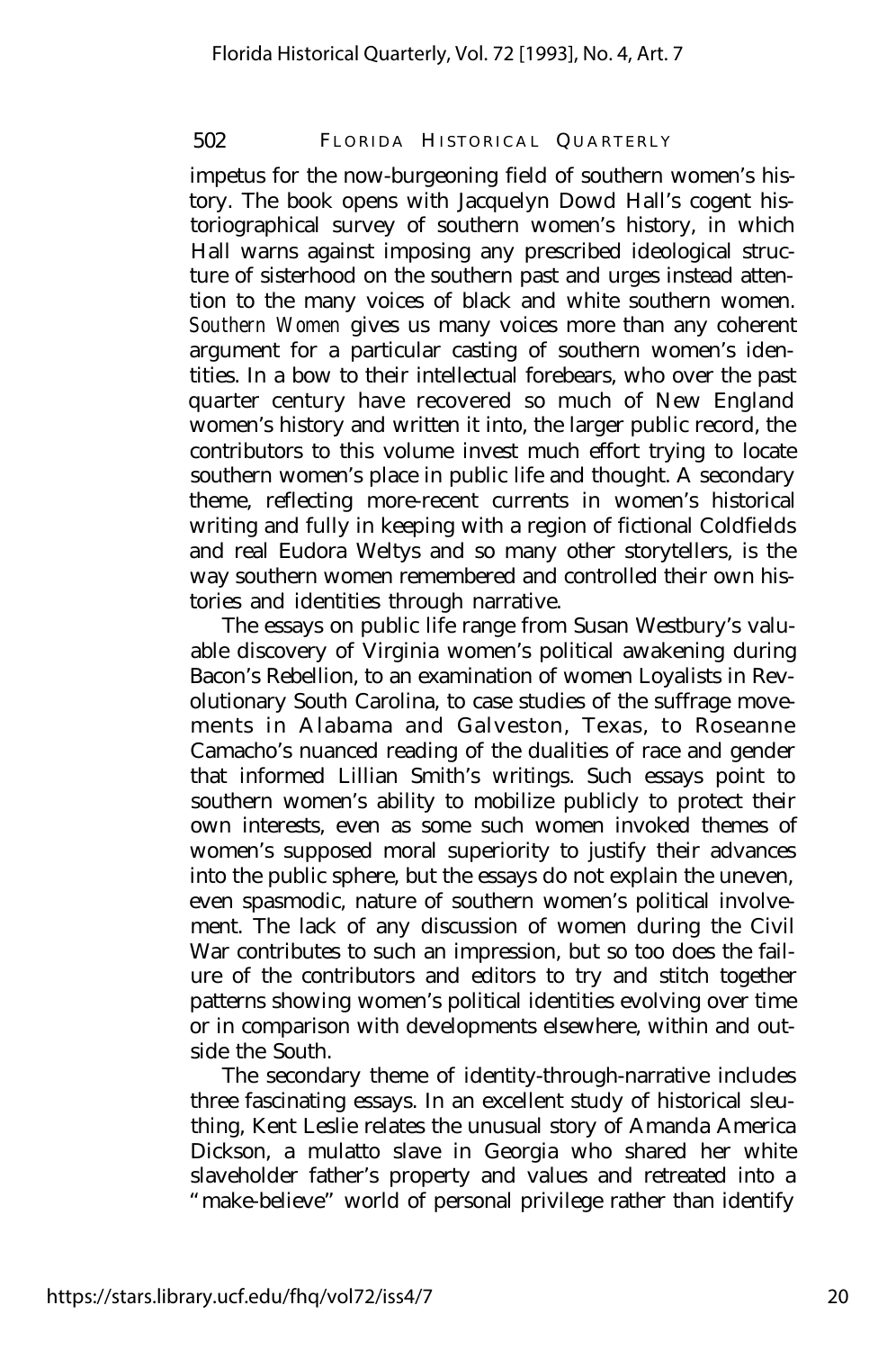impetus for the now-burgeoning field of southern women's history. The book opens with Jacquelyn Dowd Hall's cogent historiographical survey of southern women's history, in which Hall warns against imposing any prescribed ideological structure of sisterhood on the southern past and urges instead attention to the many voices of black and white southern women. *Southern Women* gives us many voices more than any coherent argument for a particular casting of southern women's identities. In a bow to their intellectual forebears, who over the past quarter century have recovered so much of New England women's history and written it into, the larger public record, the contributors to this volume invest much effort trying to locate southern women's place in public life and thought. A secondary theme, reflecting more-recent currents in women's historical writing and fully in keeping with a region of fictional Coldfields and real Eudora Weltys and so many other storytellers, is the way southern women remembered and controlled their own histories and identities through narrative.

The essays on public life range from Susan Westbury's valuable discovery of Virginia women's political awakening during Bacon's Rebellion, to an examination of women Loyalists in Revolutionary South Carolina, to case studies of the suffrage movements in Alabama and Galveston, Texas, to Roseanne Camacho's nuanced reading of the dualities of race and gender that informed Lillian Smith's writings. Such essays point to southern women's ability to mobilize publicly to protect their own interests, even as some such women invoked themes of women's supposed moral superiority to justify their advances into the public sphere, but the essays do not explain the uneven, even spasmodic, nature of southern women's political involvement. The lack of any discussion of women during the Civil War contributes to such an impression, but so too does the failure of the contributors and editors to try and stitch together patterns showing women's political identities evolving over time or in comparison with developments elsewhere, within and outside the South.

The secondary theme of identity-through-narrative includes three fascinating essays. In an excellent study of historical sleuthing, Kent Leslie relates the unusual story of Amanda America Dickson, a mulatto slave in Georgia who shared her white slaveholder father's property and values and retreated into a "make-believe" world of personal privilege rather than identify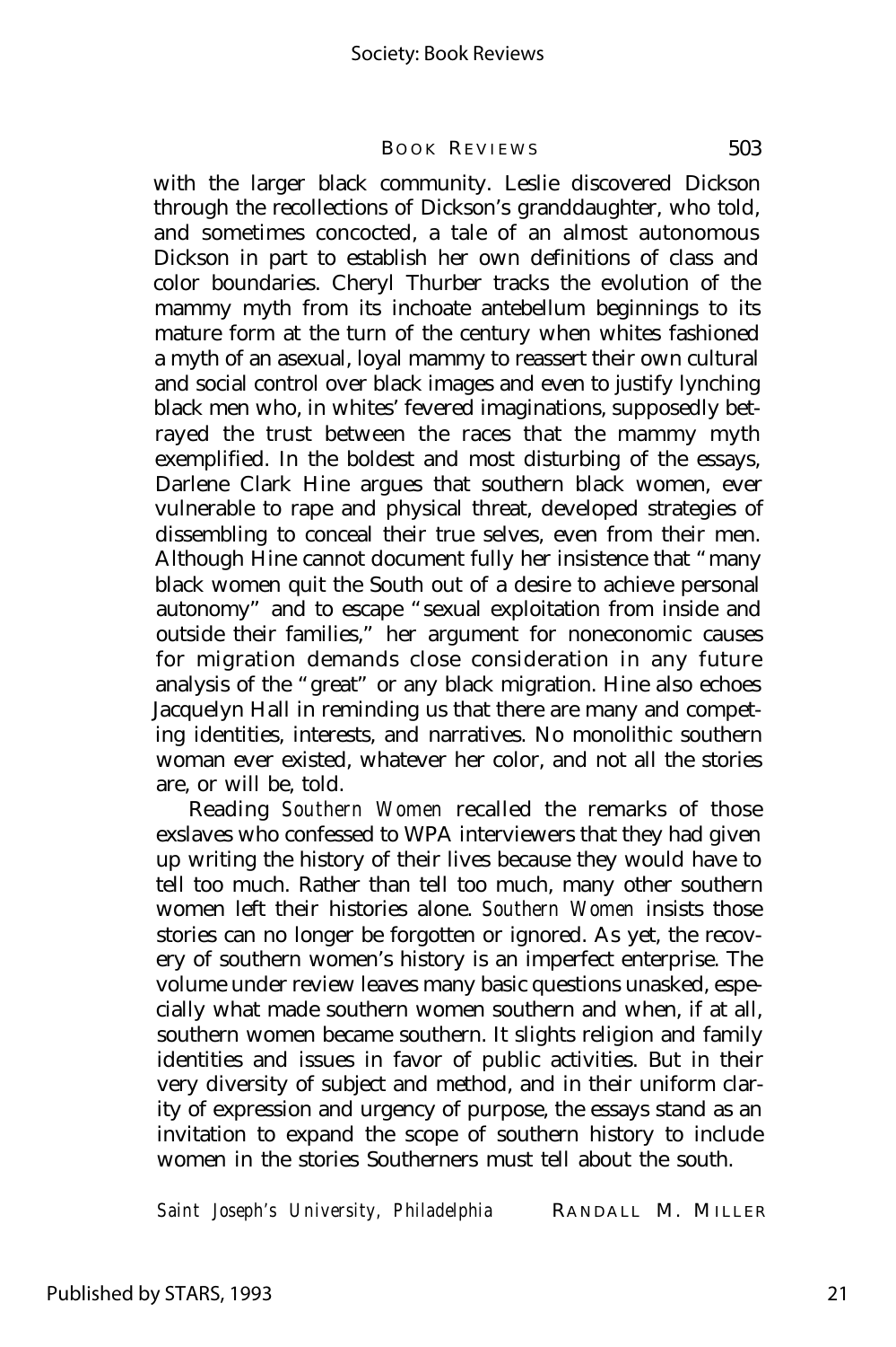with the larger black community. Leslie discovered Dickson through the recollections of Dickson's granddaughter, who told, and sometimes concocted, a tale of an almost autonomous Dickson in part to establish her own definitions of class and color boundaries. Cheryl Thurber tracks the evolution of the mammy myth from its inchoate antebellum beginnings to its mature form at the turn of the century when whites fashioned a myth of an asexual, loyal mammy to reassert their own cultural and social control over black images and even to justify lynching black men who, in whites' fevered imaginations, supposedly betrayed the trust between the races that the mammy myth exemplified. In the boldest and most disturbing of the essays, Darlene Clark Hine argues that southern black women, ever vulnerable to rape and physical threat, developed strategies of dissembling to conceal their true selves, even from their men. Although Hine cannot document fully her insistence that "many black women quit the South out of a desire to achieve personal autonomy" and to escape "sexual exploitation from inside and outside their families," her argument for noneconomic causes for migration demands close consideration in any future analysis of the "great" or any black migration. Hine also echoes Jacquelyn Hall in reminding us that there are many and competing identities, interests, and narratives. No monolithic southern woman ever existed, whatever her color, and not all the stories are, or will be, told.

Reading *Southern Women* recalled the remarks of those exslaves who confessed to WPA interviewers that they had given up writing the history of their lives because they would have to tell too much. Rather than tell too much, many other southern women left their histories alone. *Southern Women* insists those stories can no longer be forgotten or ignored. As yet, the recovery of southern women's history is an imperfect enterprise. The volume under review leaves many basic questions unasked, especially what made southern women southern and when, if at all, southern women became southern. It slights religion and family identities and issues in favor of public activities. But in their very diversity of subject and method, and in their uniform clarity of expression and urgency of purpose, the essays stand as an invitation to expand the scope of southern history to include women in the stories Southerners must tell about the south.

*Saint Joseph's University, Philadelphia* RANDALL M. MILLER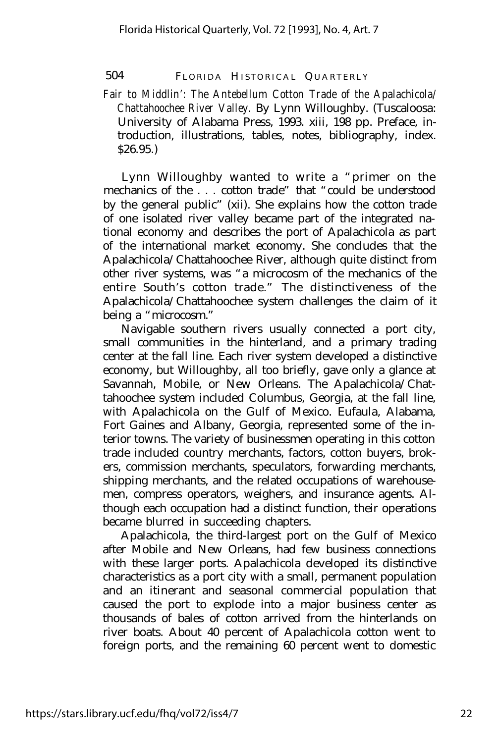*Fair to Middlin': The Antebellum Cotton Trade of the Apalachicola/Chattahoochee River Valley.* By Lynn Willoughby. (Tuscaloosa: University of Alabama Press, 1993. xiii, 198 pp. Preface, introduction, illustrations, tables, notes, bibliography, index. $26.95.)

Lynn Willoughby wanted to write a "primer on the mechanics of the . . . cotton trade" that "could be understood by the general public" (xii). She explains how the cotton trade of one isolated river valley became part of the integrated national economy and describes the port of Apalachicola as part of the international market economy. She concludes that the Apalachicola/Chattahoochee River, although quite distinct from other river systems, was "a microcosm of the mechanics of the entire South's cotton trade." The distinctiveness of the Apalachicola/Chattahoochee system challenges the claim of it being a "microcosm."

Navigable southern rivers usually connected a port city, small communities in the hinterland, and a primary trading center at the fall line. Each river system developed a distinctive economy, but Willoughby, all too briefly, gave only a glance at Savannah, Mobile, or New Orleans. The Apalachicola/Chattahoochee system included Columbus, Georgia, at the fall line, with Apalachicola on the Gulf of Mexico. Eufaula, Alabama, Fort Gaines and Albany, Georgia, represented some of the interior towns. The variety of businessmen operating in this cotton trade included country merchants, factors, cotton buyers, brokers, commission merchants, speculators, forwarding merchants, shipping merchants, and the related occupations of warehousemen, compress operators, weighers, and insurance agents. Although each occupation had a distinct function, their operations became blurred in succeeding chapters.

Apalachicola, the third-largest port on the Gulf of Mexico after Mobile and New Orleans, had few business connections with these larger ports. Apalachicola developed its distinctive characteristics as a port city with a small, permanent population and an itinerant and seasonal commercial population that caused the port to explode into a major business center as thousands of bales of cotton arrived from the hinterlands on river boats. About 40 percent of Apalachicola cotton went to foreign ports, and the remaining 60 percent went to domestic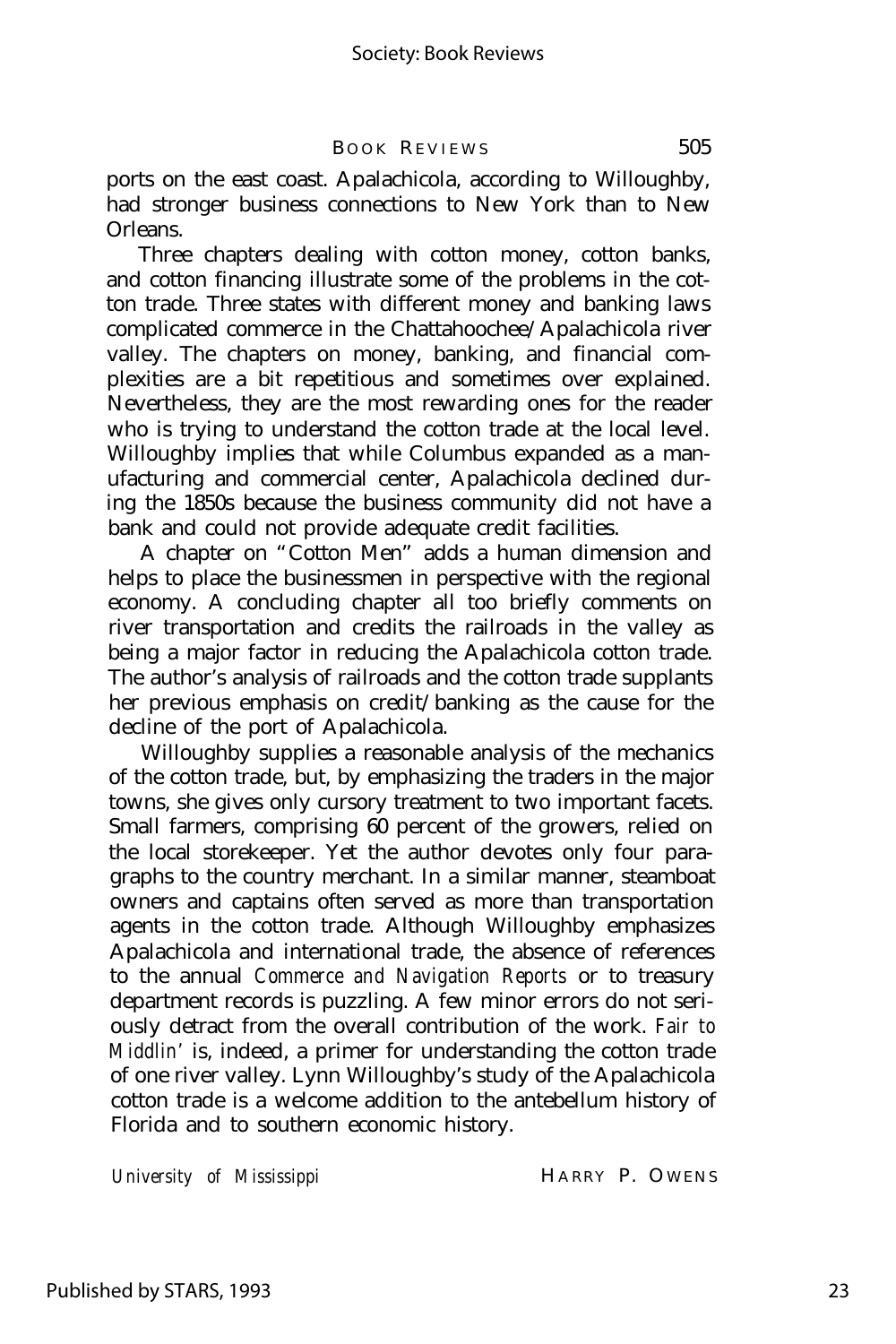ports on the east coast. Apalachicola, according to Willoughby, had stronger business connections to New York than to New Orleans.

Three chapters dealing with cotton money, cotton banks, and cotton financing illustrate some of the problems in the cotton trade. Three states with different money and banking laws complicated commerce in the Chattahoochee/Apalachicola river valley. The chapters on money, banking, and financial complexities are a bit repetitious and sometimes over explained. Nevertheless, they are the most rewarding ones for the reader who is trying to understand the cotton trade at the local level. Willoughby implies that while Columbus expanded as a manufacturing and commercial center, Apalachicola declined during the 1850s because the business community did not have a bank and could not provide adequate credit facilities.

A chapter on "Cotton Men" adds a human dimension and helps to place the businessmen in perspective with the regional economy. A concluding chapter all too briefly comments on river transportation and credits the railroads in the valley as being a major factor in reducing the Apalachicola cotton trade. The author's analysis of railroads and the cotton trade supplants her previous emphasis on credit/banking as the cause for the decline of the port of Apalachicola.

Willoughby supplies a reasonable analysis of the mechanics of the cotton trade, but, by emphasizing the traders in the major towns, she gives only cursory treatment to two important facets. Small farmers, comprising 60 percent of the growers, relied on the local storekeeper. Yet the author devotes only four paragraphs to the country merchant. In a similar manner, steamboat owners and captains often served as more than transportation agents in the cotton trade. Although Willoughby emphasizes Apalachicola and international trade, the absence of references to the annual *Commerce and Navigation Reports* or to treasury department records is puzzling. A few minor errors do not seriously detract from the overall contribution of the work. *Fair to Middlin'* is, indeed, a primer for understanding the cotton trade of one river valley. Lynn Willoughby's study of the Apalachicola cotton trade is a welcome addition to the antebellum history of Florida and to southern economic history.

*University of Mississippi* HARRY P. OWENS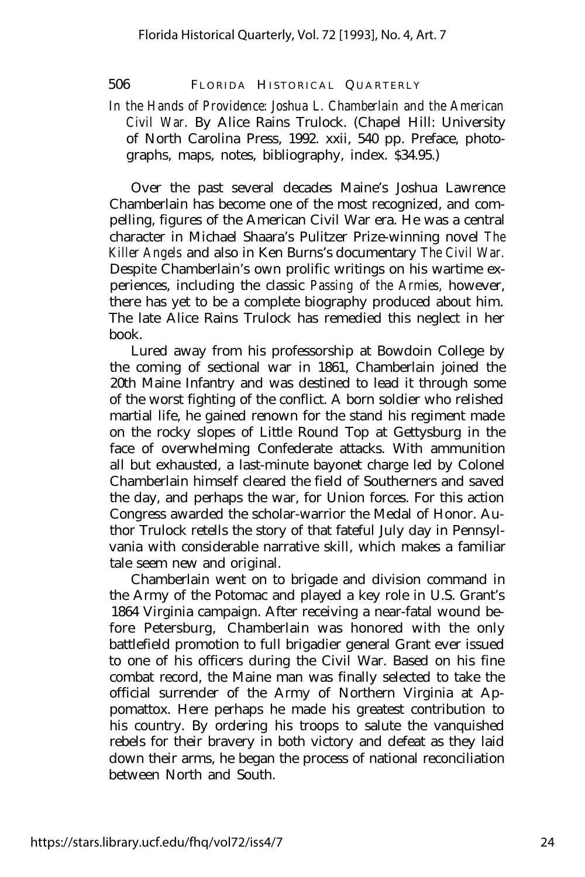*In the Hands of Providence: Joshua L. Chamberlain and the American Civil War.* By Alice Rains Trulock. (Chapel Hill: University of North Carolina Press, 1992. xxii, 540 pp. Preface, photographs, maps, notes, bibliography, index. $34.95.)

Over the past several decades Maine's Joshua Lawrence Chamberlain has become one of the most recognized, and compelling, figures of the American Civil War era. He was a central character in Michael Shaara's Pulitzer Prize-winning novel *The Killer Angels* and also in Ken Burns's documentary *The Civil War.* Despite Chamberlain's own prolific writings on his wartime experiences, including the classic *Passing of the Armies,* however, there has yet to be a complete biography produced about him. The late Alice Rains Trulock has remedied this neglect in her book.

Lured away from his professorship at Bowdoin College by the coming of sectional war in 1861, Chamberlain joined the 20th Maine Infantry and was destined to lead it through some of the worst fighting of the conflict. A born soldier who relished martial life, he gained renown for the stand his regiment made on the rocky slopes of Little Round Top at Gettysburg in the face of overwhelming Confederate attacks. With ammunition all but exhausted, a last-minute bayonet charge led by Colonel Chamberlain himself cleared the field of Southerners and saved the day, and perhaps the war, for Union forces. For this action Congress awarded the scholar-warrior the Medal of Honor. Author Trulock retells the story of that fateful July day in Pennsylvania with considerable narrative skill, which makes a familiar tale seem new and original.

Chamberlain went on to brigade and division command in the Army of the Potomac and played a key role in U.S. Grant's 1864 Virginia campaign. After receiving a near-fatal wound before Petersburg, Chamberlain was honored with the only battlefield promotion to full brigadier general Grant ever issued to one of his officers during the Civil War. Based on his fine combat record, the Maine man was finally selected to take the official surrender of the Army of Northern Virginia at Appomattox. Here perhaps he made his greatest contribution to his country. By ordering his troops to salute the vanquished rebels for their bravery in both victory and defeat as they laid down their arms, he began the process of national reconciliation between North and South.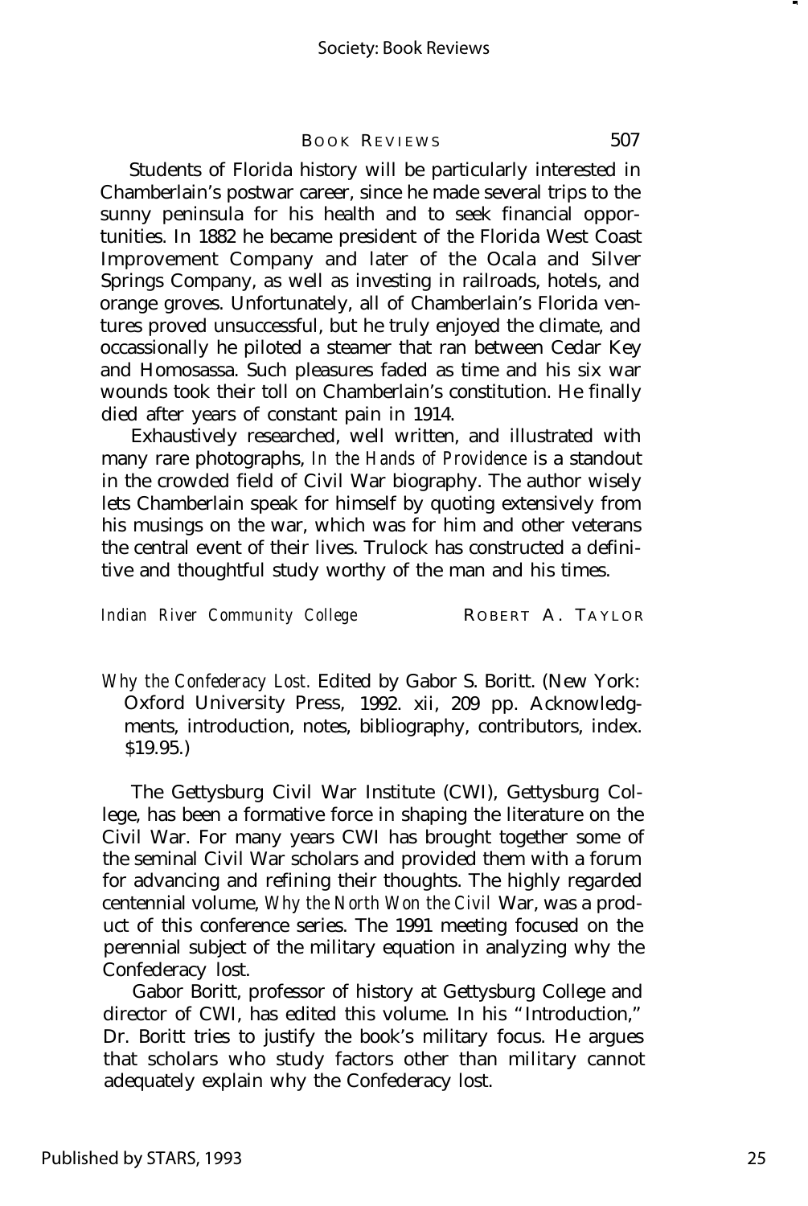Students of Florida history will be particularly interested in Chamberlain's postwar career, since he made several trips to the sunny peninsula for his health and to seek financial opportunities. In 1882 he became president of the Florida West Coast Improvement Company and later of the Ocala and Silver Springs Company, as well as investing in railroads, hotels, and orange groves. Unfortunately, all of Chamberlain's Florida ventures proved unsuccessful, but he truly enjoyed the climate, and occassionally he piloted a steamer that ran between Cedar Key and Homosassa. Such pleasures faded as time and his six war wounds took their toll on Chamberlain's constitution. He finally died after years of constant pain in 1914.

Exhaustively researched, well written, and illustrated with many rare photographs, *In the Hands of Providence* is a standout in the crowded field of Civil War biography. The author wisely lets Chamberlain speak for himself by quoting extensively from his musings on the war, which was for him and other veterans the central event of their lives. Trulock has constructed a definitive and thoughtful study worthy of the man and his times.

*Indian River Community College* ROBERT A. TAYLOR

*Why the Confederacy Lost.* Edited by Gabor S. Boritt. (New York: Oxford University Press, 1992. xii, 209 pp. Acknowledgments, introduction, notes, bibliography, contributors, index. $19.95.)

The Gettysburg Civil War Institute (CWI), Gettysburg College, has been a formative force in shaping the literature on the Civil War. For many years CWI has brought together some of the seminal Civil War scholars and provided them with a forum for advancing and refining their thoughts. The highly regarded centennial volume, *Why the North Won the Civil* War, was a product of this conference series. The 1991 meeting focused on the perennial subject of the military equation in analyzing why the Confederacy lost.

Gabor Boritt, professor of history at Gettysburg College and director of CWI, has edited this volume. In his "Introduction," Dr. Boritt tries to justify the book's military focus. He argues that scholars who study factors other than military cannot adequately explain why the Confederacy lost.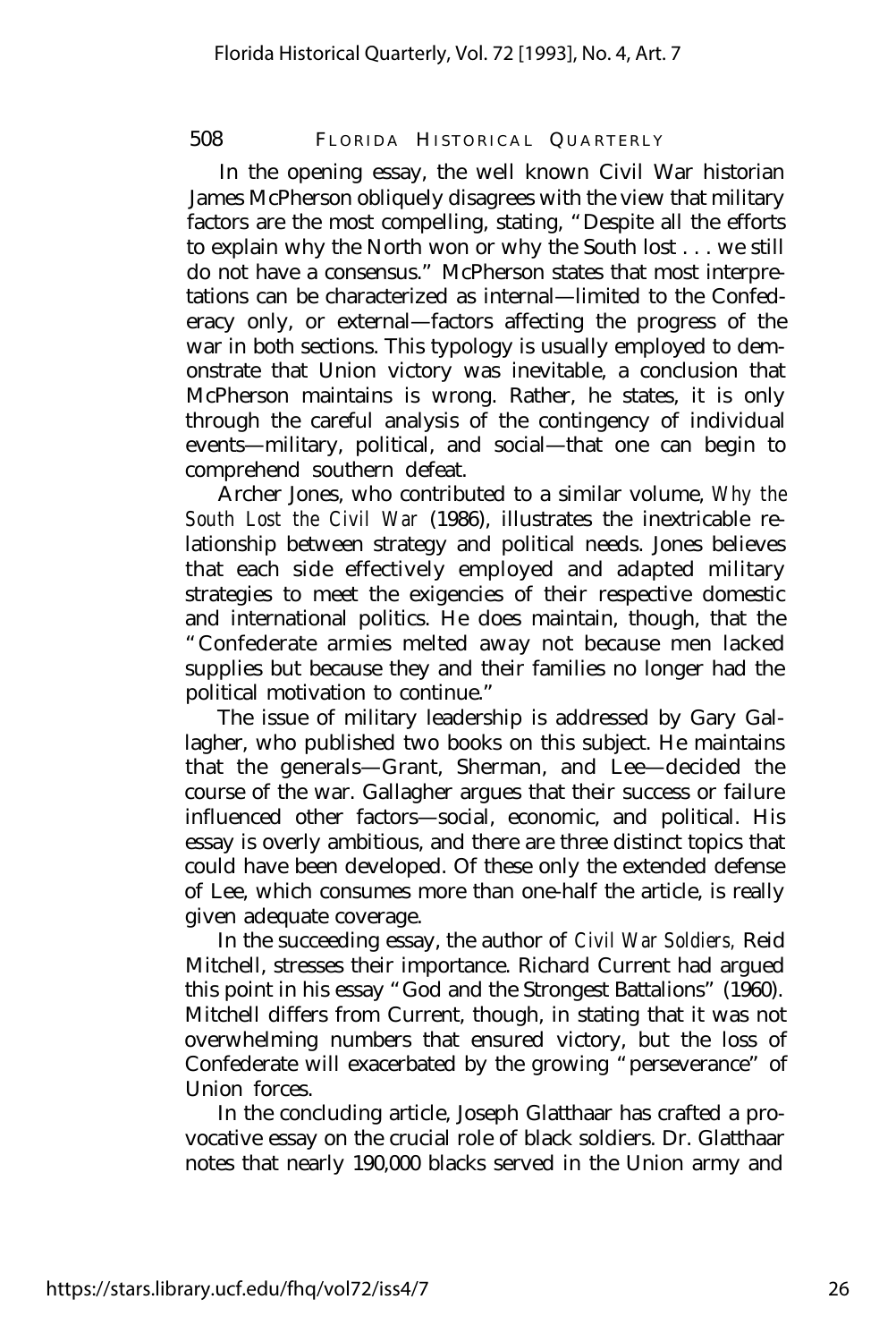In the opening essay, the well known Civil War historian James McPherson obliquely disagrees with the view that military factors are the most compelling, stating, "Despite all the efforts to explain why the North won or why the South lost . . . we still do not have a consensus." McPherson states that most interpretations can be characterized as internal—limited to the Confederacy only, or external—factors affecting the progress of the war in both sections. This typology is usually employed to demonstrate that Union victory was inevitable, a conclusion that McPherson maintains is wrong. Rather, he states, it is only through the careful analysis of the contingency of individual events—military, political, and social—that one can begin to comprehend southern defeat.

Archer Jones, who contributed to a similar volume, *Why the South Lost the Civil War* (1986), illustrates the inextricable relationship between strategy and political needs. Jones believes that each side effectively employed and adapted military strategies to meet the exigencies of their respective domestic and international politics. He does maintain, though, that the "Confederate armies melted away not because men lacked supplies but because they and their families no longer had the political motivation to continue."

The issue of military leadership is addressed by Gary Gallagher, who published two books on this subject. He maintains that the generals—Grant, Sherman, and Lee—decided the course of the war. Gallagher argues that their success or failure influenced other factors—social, economic, and political. His essay is overly ambitious, and there are three distinct topics that could have been developed. Of these only the extended defense of Lee, which consumes more than one-half the article, is really given adequate coverage.

In the succeeding essay, the author of *Civil War Soldiers,* Reid Mitchell, stresses their importance. Richard Current had argued this point in his essay "God and the Strongest Battalions" (1960). Mitchell differs from Current, though, in stating that it was not overwhelming numbers that ensured victory, but the loss of Confederate will exacerbated by the growing "perseverance" of Union forces.

In the concluding article, Joseph Glatthaar has crafted a provocative essay on the crucial role of black soldiers. Dr. Glatthaar notes that nearly 190,000 blacks served in the Union army and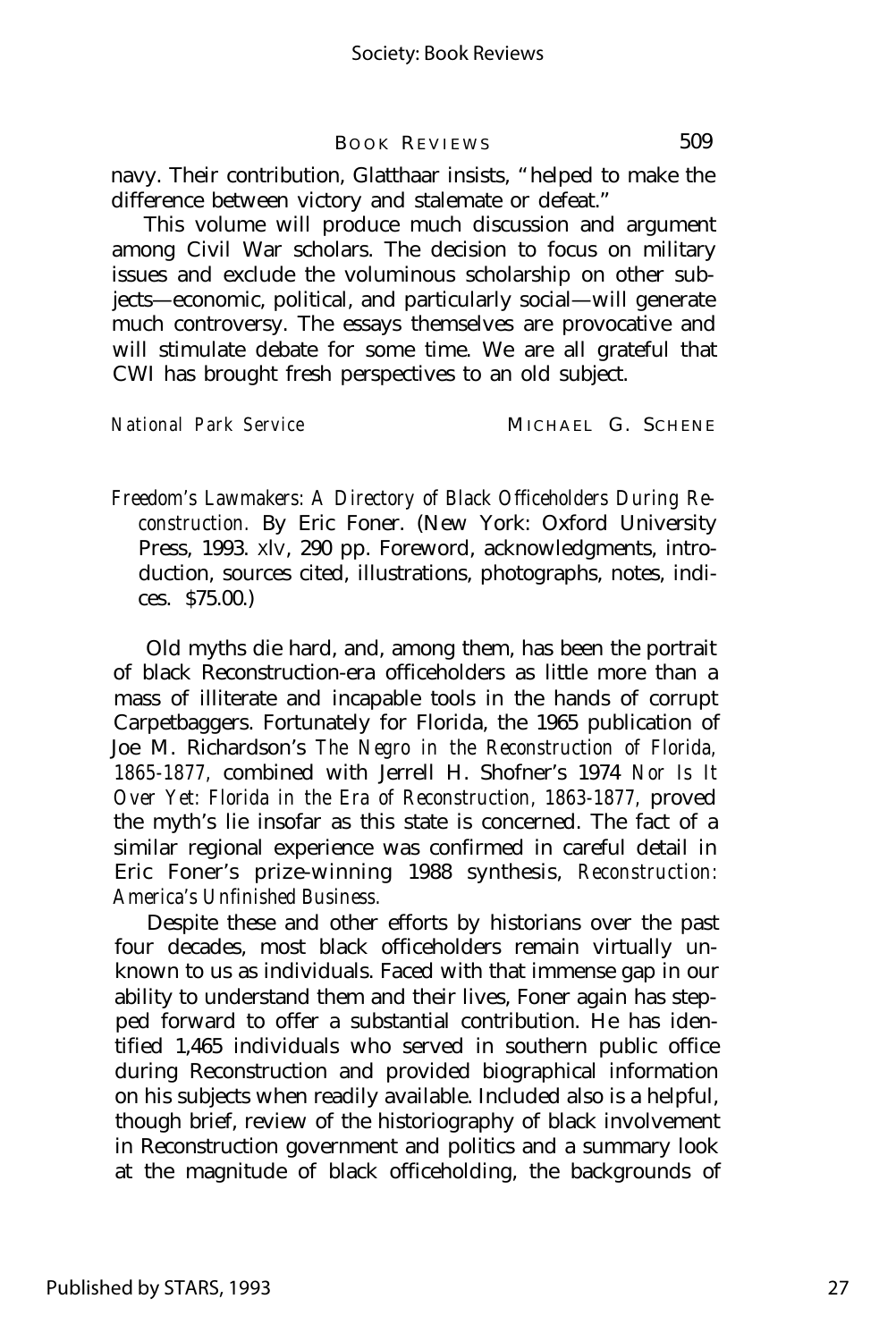navy. Their contribution, Glatthaar insists, "helped to make the difference between victory and stalemate or defeat."

This volume will produce much discussion and argument among Civil War scholars. The decision to focus on military issues and exclude the voluminous scholarship on other subjects—economic, political, and particularly social—will generate much controversy. The essays themselves are provocative and will stimulate debate for some time. We are all grateful that CWI has brought fresh perspectives to an old subject.

*National Park Service* MICHAEL G. SCHENE

*Freedom's Lawmakers: A Directory of Black Officeholders During Reconstruction.* By Eric Foner. (New York: Oxford University Press, 1993. xlv, 290 pp. Foreword, acknowledgments, introduction, sources cited, illustrations, photographs, notes, indices. $75.00.)

Old myths die hard, and, among them, has been the portrait of black Reconstruction-era officeholders as little more than a mass of illiterate and incapable tools in the hands of corrupt Carpetbaggers. Fortunately for Florida, the 1965 publication of Joe M. Richardson's *The Negro in the Reconstruction of Florida, 1865-1877,* combined with Jerrell H. Shofner's 1974 *Nor Is It Over Yet: Florida in the Era of Reconstruction, 1863-1877,* proved the myth's lie insofar as this state is concerned. The fact of a similar regional experience was confirmed in careful detail in Eric Foner's prize-winning 1988 synthesis, *Reconstruction: America's Unfinished Business.*

Despite these and other efforts by historians over the past four decades, most black officeholders remain virtually unknown to us as individuals. Faced with that immense gap in our ability to understand them and their lives, Foner again has stepped forward to offer a substantial contribution. He has identified 1,465 individuals who served in southern public office during Reconstruction and provided biographical information on his subjects when readily available. Included also is a helpful, though brief, review of the historiography of black involvement in Reconstruction government and politics and a summary look at the magnitude of black officeholding, the backgrounds of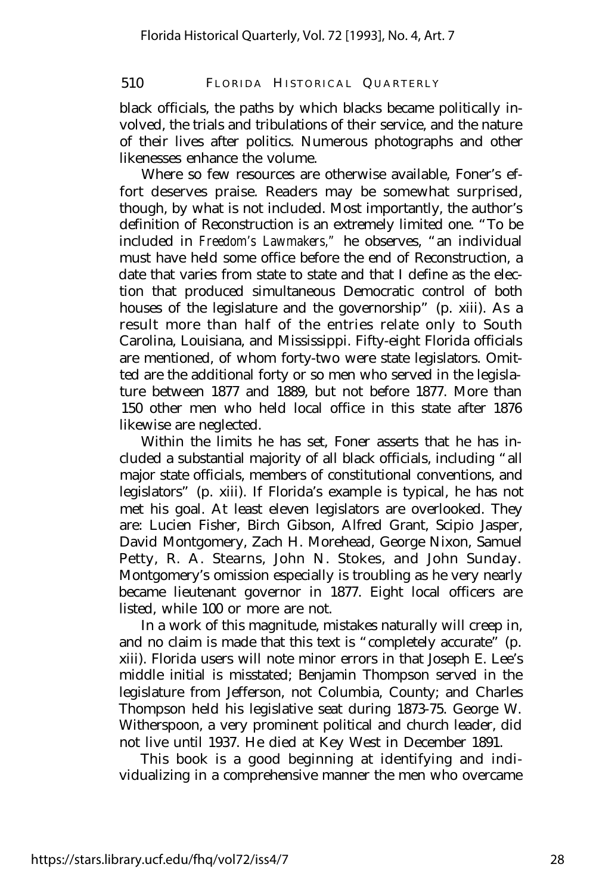black officials, the paths by which blacks became politically involved, the trials and tribulations of their service, and the nature of their lives after politics. Numerous photographs and other likenesses enhance the volume.

Where so few resources are otherwise available, Foner's effort deserves praise. Readers may be somewhat surprised, though, by what is not included. Most importantly, the author's definition of Reconstruction is an extremely limited one. "To be included in *Freedom's Lawmakers,*" he observes, "an individual must have held some office before the end of Reconstruction, a date that varies from state to state and that I define as the election that produced simultaneous Democratic control of both houses of the legislature and the governorship" (p. xiii). As a result more than half of the entries relate only to South Carolina, Louisiana, and Mississippi. Fifty-eight Florida officials are mentioned, of whom forty-two were state legislators. Omitted are the additional forty or so men who served in the legislature between 1877 and 1889, but not before 1877. More than 150 other men who held local office in this state after 1876 likewise are neglected.

Within the limits he has set, Foner asserts that he has included a substantial majority of all black officials, including "all major state officials, members of constitutional conventions, and legislators" (p. xiii). If Florida's example is typical, he has not met his goal. At least eleven legislators are overlooked. They are: Lucien Fisher, Birch Gibson, Alfred Grant, Scipio Jasper, David Montgomery, Zach H. Morehead, George Nixon, Samuel Petty, R. A. Stearns, John N. Stokes, and John Sunday. Montgomery's omission especially is troubling as he very nearly became lieutenant governor in 1877. Eight local officers are listed, while 100 or more are not.

In a work of this magnitude, mistakes naturally will creep in, and no claim is made that this text is "completely accurate" (p. xiii). Florida users will note minor errors in that Joseph E. Lee's middle initial is misstated; Benjamin Thompson served in the legislature from Jefferson, not Columbia, County; and Charles Thompson held his legislative seat during 1873-75. George W. Witherspoon, a very prominent political and church leader, did not live until 1937. He died at Key West in December 1891.

This book is a good beginning at identifying and individualizing in a comprehensive manner the men who overcame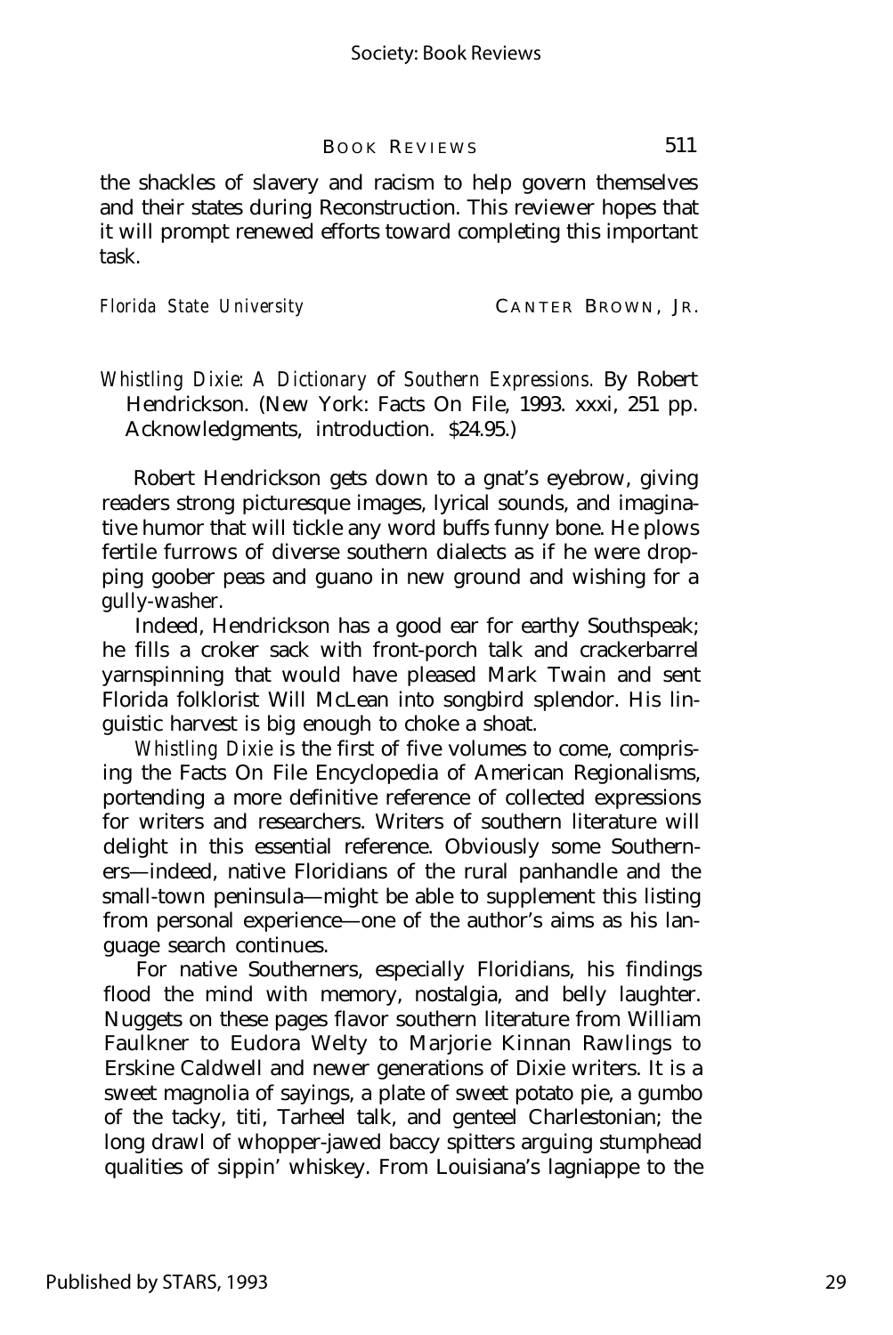the shackles of slavery and racism to help govern themselves and their states during Reconstruction. This reviewer hopes that it will prompt renewed efforts toward completing this important task.

*Florida State University* CANTER BROWN, JR.

*Whistling Dixie: A Dictionary of Southern Expressions.* By Robert Hendrickson. (New York: Facts On File, 1993. xxxi, 251 pp. Acknowledgments, introduction. $24.95.)

Robert Hendrickson gets down to a gnat's eyebrow, giving readers strong picturesque images, lyrical sounds, and imaginative humor that will tickle any word buffs funny bone. He plows fertile furrows of diverse southern dialects as if he were dropping goober peas and guano in new ground and wishing for a gully-washer.

Indeed, Hendrickson has a good ear for earthy Southspeak; he fills a croker sack with front-porch talk and crackerbarrel yarnspinning that would have pleased Mark Twain and sent Florida folklorist Will McLean into songbird splendor. His linguistic harvest is big enough to choke a shoat.

*Whistling Dixie* is the first of five volumes to come, comprising the Facts On File Encyclopedia of American Regionalisms, portending a more definitive reference of collected expressions for writers and researchers. Writers of southern literature will delight in this essential reference. Obviously some Southerners—indeed, native Floridians of the rural panhandle and the small-town peninsula—might be able to supplement this listing from personal experience—one of the author's aims as his language search continues.

For native Southerners, especially Floridians, his findings flood the mind with memory, nostalgia, and belly laughter. Nuggets on these pages flavor southern literature from William Faulkner to Eudora Welty to Marjorie Kinnan Rawlings to Erskine Caldwell and newer generations of Dixie writers. It is a sweet magnolia of sayings, a plate of sweet potato pie, a gumbo of the tacky, titi, Tarheel talk, and genteel Charlestonian; the long drawl of whopper-jawed baccy spitters arguing stumphead qualities of sippin' whiskey. From Louisiana's lagniappe to the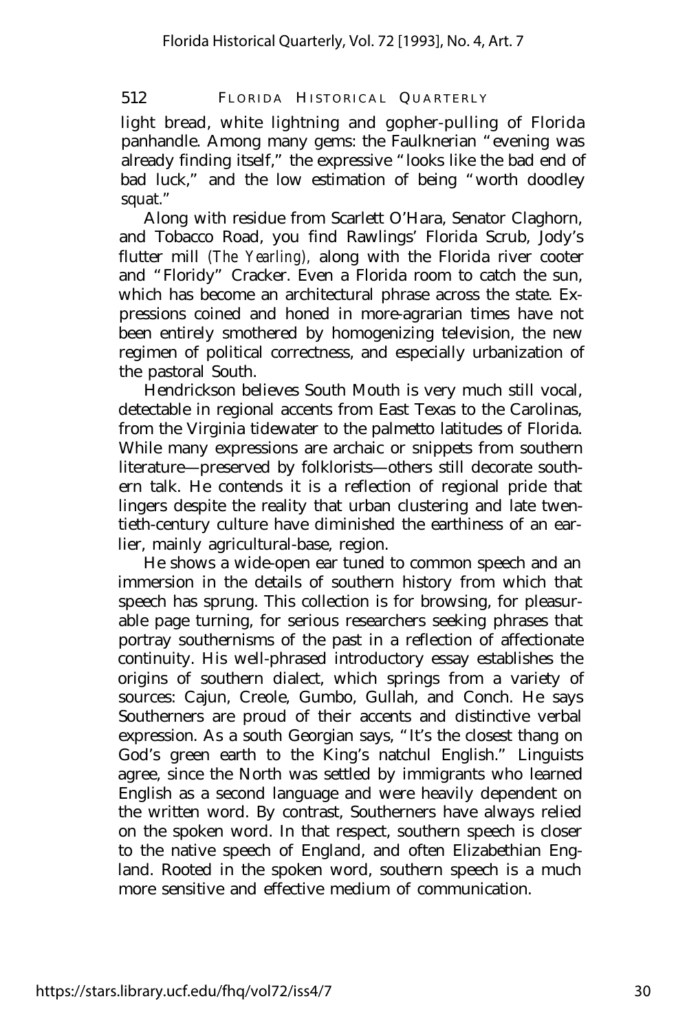light bread, white lightning and gopher-pulling of Florida panhandle. Among many gems: the Faulknerian "evening was already finding itself," the expressive "looks like the bad end of bad luck," and the low estimation of being "worth doodley squat."

Along with residue from Scarlett O'Hara, Senator Claghorn, and Tobacco Road, you find Rawlings' Florida Scrub, Jody's flutter mill *(The Yearling),* along with the Florida river cooter and "Floridy" Cracker. Even a Florida room to catch the sun, which has become an architectural phrase across the state. Expressions coined and honed in more-agrarian times have not been entirely smothered by homogenizing television, the new regimen of political correctness, and especially urbanization of the pastoral South.

Hendrickson believes South Mouth is very much still vocal, detectable in regional accents from East Texas to the Carolinas, from the Virginia tidewater to the palmetto latitudes of Florida. While many expressions are archaic or snippets from southern literature—preserved by folklorists—others still decorate southern talk. He contends it is a reflection of regional pride that lingers despite the reality that urban clustering and late twentieth-century culture have diminished the earthiness of an earlier, mainly agricultural-base, region.

He shows a wide-open ear tuned to common speech and an immersion in the details of southern history from which that speech has sprung. This collection is for browsing, for pleasurable page turning, for serious researchers seeking phrases that portray southernisms of the past in a reflection of affectionate continuity. His well-phrased introductory essay establishes the origins of southern dialect, which springs from a variety of sources: Cajun, Creole, Gumbo, Gullah, and Conch. He says Southerners are proud of their accents and distinctive verbal expression. As a south Georgian says, "It's the closest thang on God's green earth to the King's natchul English." Linguists agree, since the North was settled by immigrants who learned English as a second language and were heavily dependent on the written word. By contrast, Southerners have always relied on the spoken word. In that respect, southern speech is closer to the native speech of England, and often Elizabethian England. Rooted in the spoken word, southern speech is a much more sensitive and effective medium of communication.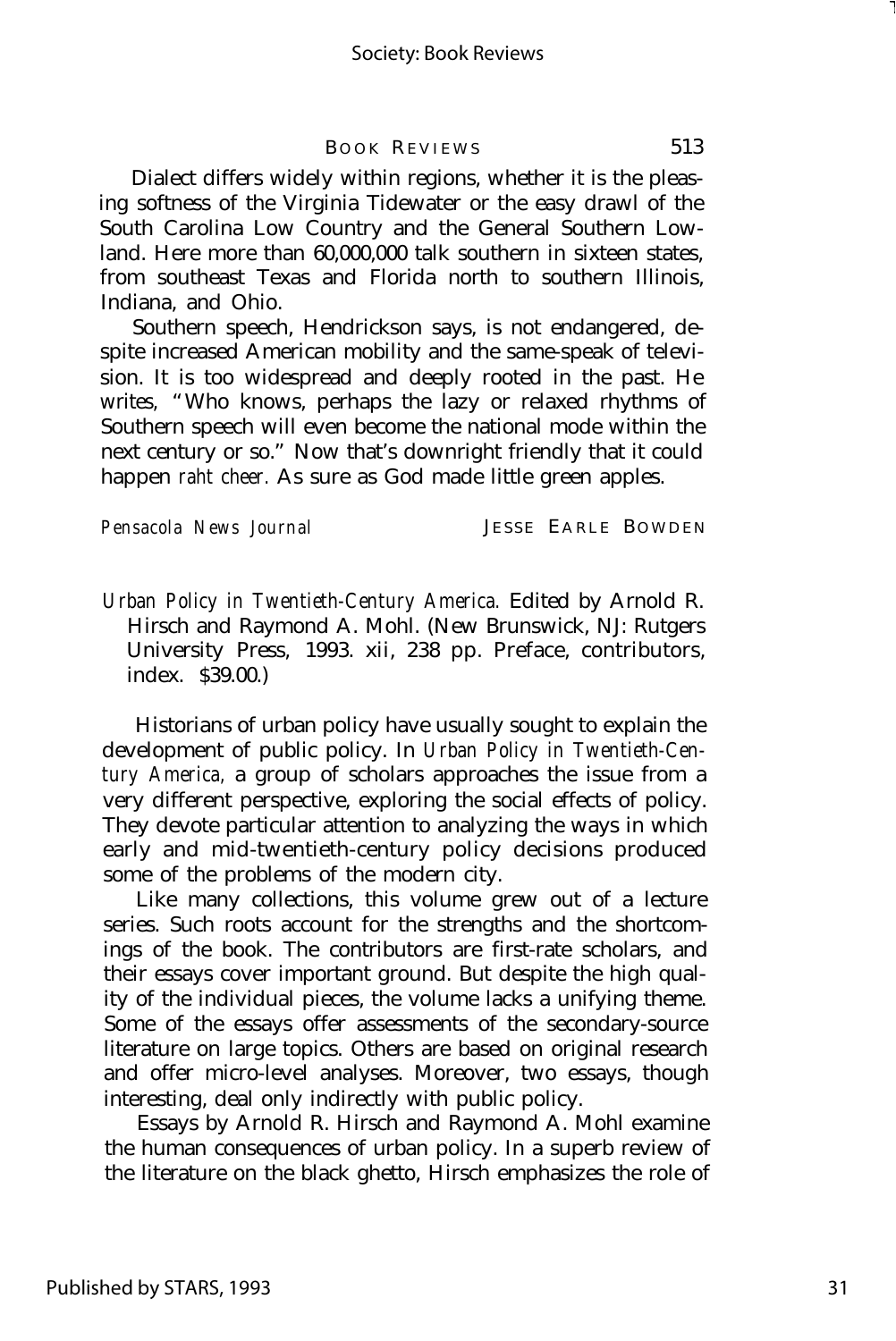Dialect differs widely within regions, whether it is the pleasing softness of the Virginia Tidewater or the easy drawl of the South Carolina Low Country and the General Southern Lowland. Here more than 60,000,000 talk southern in sixteen states, from southeast Texas and Florida north to southern Illinois, Indiana, and Ohio.

Southern speech, Hendrickson says, is not endangered, despite increased American mobility and the same-speak of television. It is too widespread and deeply rooted in the past. He writes, "Who knows, perhaps the lazy or relaxed rhythms of Southern speech will even become the national mode within the next century or so." Now that's downright friendly that it could happen *raht cheer.* As sure as God made little green apples.

*Pensacola News Journal* JESSE EARLE BOWDEN

*Urban Policy in Twentieth-Century America.* Edited by Arnold R. Hirsch and Raymond A. Mohl. (New Brunswick, NJ: Rutgers University Press, 1993. xii, 238 pp. Preface, contributors, index. $39.00.)

Historians of urban policy have usually sought to explain the development of public policy. In *Urban Policy in Twentieth-Century America,* a group of scholars approaches the issue from a very different perspective, exploring the social effects of policy. They devote particular attention to analyzing the ways in which early and mid-twentieth-century policy decisions produced some of the problems of the modern city.

Like many collections, this volume grew out of a lecture series. Such roots account for the strengths and the shortcomings of the book. The contributors are first-rate scholars, and their essays cover important ground. But despite the high quality of the individual pieces, the volume lacks a unifying theme. Some of the essays offer assessments of the secondary-source literature on large topics. Others are based on original research and offer micro-level analyses. Moreover, two essays, though interesting, deal only indirectly with public policy.

Essays by Arnold R. Hirsch and Raymond A. Mohl examine the human consequences of urban policy. In a superb review of the literature on the black ghetto, Hirsch emphasizes the role of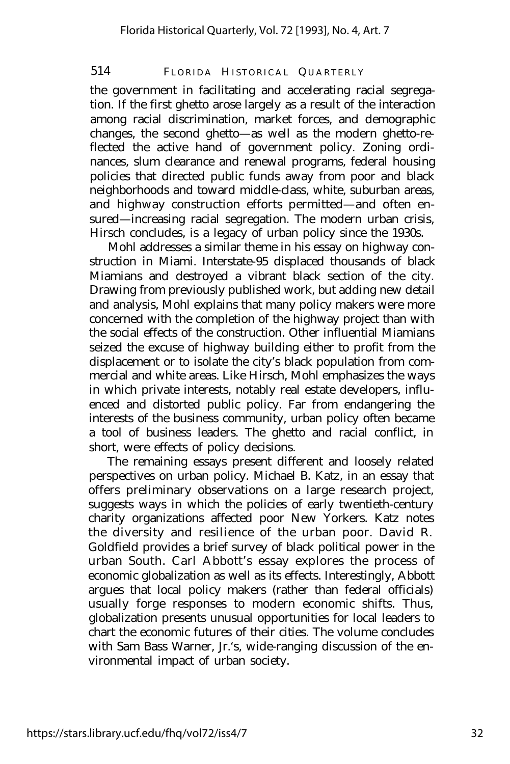the government in facilitating and accelerating racial segregation. If the first ghetto arose largely as a result of the interaction among racial discrimination, market forces, and demographic changes, the second ghetto—as well as the modern ghetto-reflected the active hand of government policy. Zoning ordinances, slum clearance and renewal programs, federal housing policies that directed public funds away from poor and black neighborhoods and toward middle-class, white, suburban areas, and highway construction efforts permitted—and often ensured—increasing racial segregation. The modern urban crisis, Hirsch concludes, is a legacy of urban policy since the 1930s.

Mohl addresses a similar theme in his essay on highway construction in Miami. Interstate-95 displaced thousands of black Miamians and destroyed a vibrant black section of the city. Drawing from previously published work, but adding new detail and analysis, Mohl explains that many policy makers were more concerned with the completion of the highway project than with the social effects of the construction. Other influential Miamians seized the excuse of highway building either to profit from the displacement or to isolate the city's black population from commercial and white areas. Like Hirsch, Mohl emphasizes the ways in which private interests, notably real estate developers, influenced and distorted public policy. Far from endangering the interests of the business community, urban policy often became a tool of business leaders. The ghetto and racial conflict, in short, were effects of policy decisions.

The remaining essays present different and loosely related perspectives on urban policy. Michael B. Katz, in an essay that offers preliminary observations on a large research project, suggests ways in which the policies of early twentieth-century charity organizations affected poor New Yorkers. Katz notes the diversity and resilience of the urban poor. David R. Goldfield provides a brief survey of black political power in the urban South. Carl Abbott's essay explores the process of economic globalization as well as its effects. Interestingly, Abbott argues that local policy makers (rather than federal officials) usually forge responses to modern economic shifts. Thus, globalization presents unusual opportunities for local leaders to chart the economic futures of their cities. The volume concludes with Sam Bass Warner, Jr.'s, wide-ranging discussion of the environmental impact of urban society.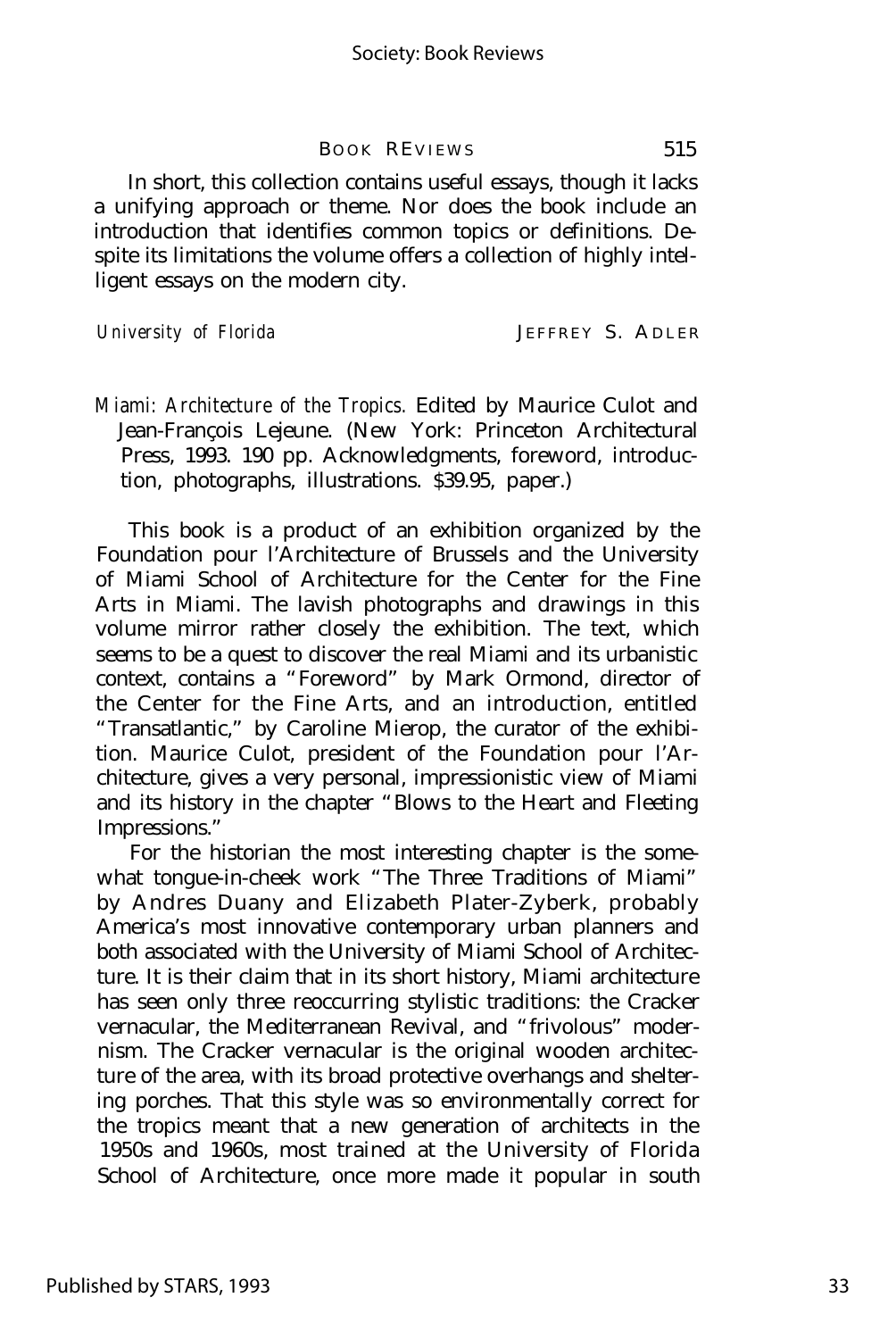In short, this collection contains useful essays, though it lacks a unifying approach or theme. Nor does the book include an introduction that identifies common topics or definitions. Despite its limitations the volume offers a collection of highly intelligent essays on the modern city.

*University of Florida* JEFFREY S. ADLER

*Miami: Architecture of the Tropics.* Edited by Maurice Culot and Jean-François Lejeune. (New York: Princeton Architectural Press, 1993. 190 pp. Acknowledgments, foreword, introduction, photographs, illustrations. $39.95, paper.)

This book is a product of an exhibition organized by the Foundation pour l'Architecture of Brussels and the University of Miami School of Architecture for the Center for the Fine Arts in Miami. The lavish photographs and drawings in this volume mirror rather closely the exhibition. The text, which seems to be a quest to discover the real Miami and its urbanistic context, contains a "Foreword" by Mark Ormond, director of the Center for the Fine Arts, and an introduction, entitled "Transatlantic," by Caroline Mierop, the curator of the exhibition. Maurice Culot, president of the Foundation pour l'Architecture, gives a very personal, impressionistic view of Miami and its history in the chapter "Blows to the Heart and Fleeting Impressions."

For the historian the most interesting chapter is the somewhat tongue-in-cheek work "The Three Traditions of Miami" by Andres Duany and Elizabeth Plater-Zyberk, probably America's most innovative contemporary urban planners and both associated with the University of Miami School of Architecture. It is their claim that in its short history, Miami architecture has seen only three reoccurring stylistic traditions: the Cracker vernacular, the Mediterranean Revival, and "frivolous" modernism. The Cracker vernacular is the original wooden architecture of the area, with its broad protective overhangs and sheltering porches. That this style was so environmentally correct for the tropics meant that a new generation of architects in the 1950s and 1960s, most trained at the University of Florida School of Architecture, once more made it popular in south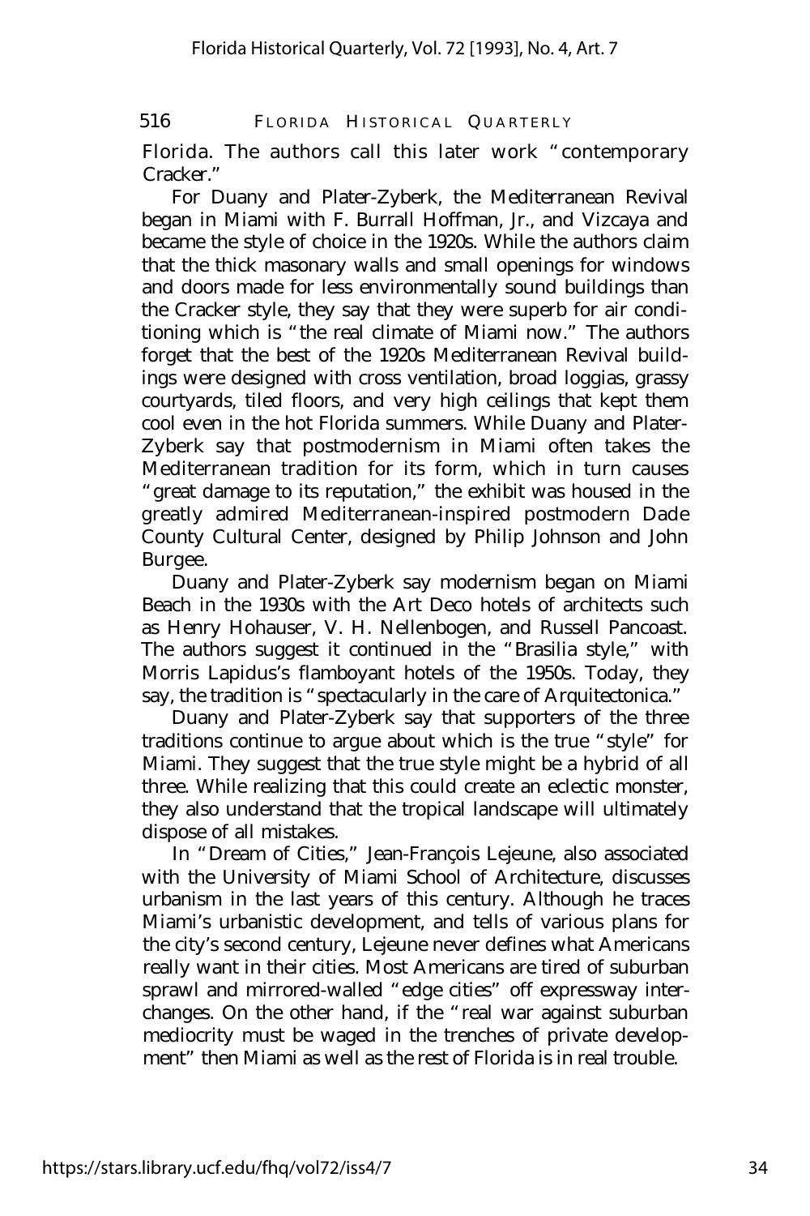Florida. The authors call this later work "contemporary Cracker."

For Duany and Plater-Zyberk, the Mediterranean Revival began in Miami with F. Burrall Hoffman, Jr., and Vizcaya and became the style of choice in the 1920s. While the authors claim that the thick masonary walls and small openings for windows and doors made for less environmentally sound buildings than the Cracker style, they say that they were superb for air conditioning which is "the real climate of Miami now." The authors forget that the best of the 1920s Mediterranean Revival buildings were designed with cross ventilation, broad loggias, grassy courtyards, tiled floors, and very high ceilings that kept them cool even in the hot Florida summers. While Duany and Plater-Zyberk say that postmodernism in Miami often takes the Mediterranean tradition for its form, which in turn causes "great damage to its reputation," the exhibit was housed in the greatly admired Mediterranean-inspired postmodern Dade County Cultural Center, designed by Philip Johnson and John Burgee.

Duany and Plater-Zyberk say modernism began on Miami Beach in the 1930s with the Art Deco hotels of architects such as Henry Hohauser, V. H. Nellenbogen, and Russell Pancoast. The authors suggest it continued in the "Brasilia style," with Morris Lapidus's flamboyant hotels of the 1950s. Today, they say, the tradition is "spectacularly in the care of Arquitectonica."

Duany and Plater-Zyberk say that supporters of the three traditions continue to argue about which is the true "style" for Miami. They suggest that the true style might be a hybrid of all three. While realizing that this could create an eclectic monster, they also understand that the tropical landscape will ultimately dispose of all mistakes.

In "Dream of Cities," Jean-François Lejeune, also associated with the University of Miami School of Architecture, discusses urbanism in the last years of this century. Although he traces Miami's urbanistic development, and tells of various plans for the city's second century, Lejeune never defines what Americans really want in their cities. Most Americans are tired of suburban sprawl and mirrored-walled "edge cities" off expressway interchanges. On the other hand, if the "real war against suburban mediocrity must be waged in the trenches of private development" then Miami as well as the rest of Florida is in real trouble.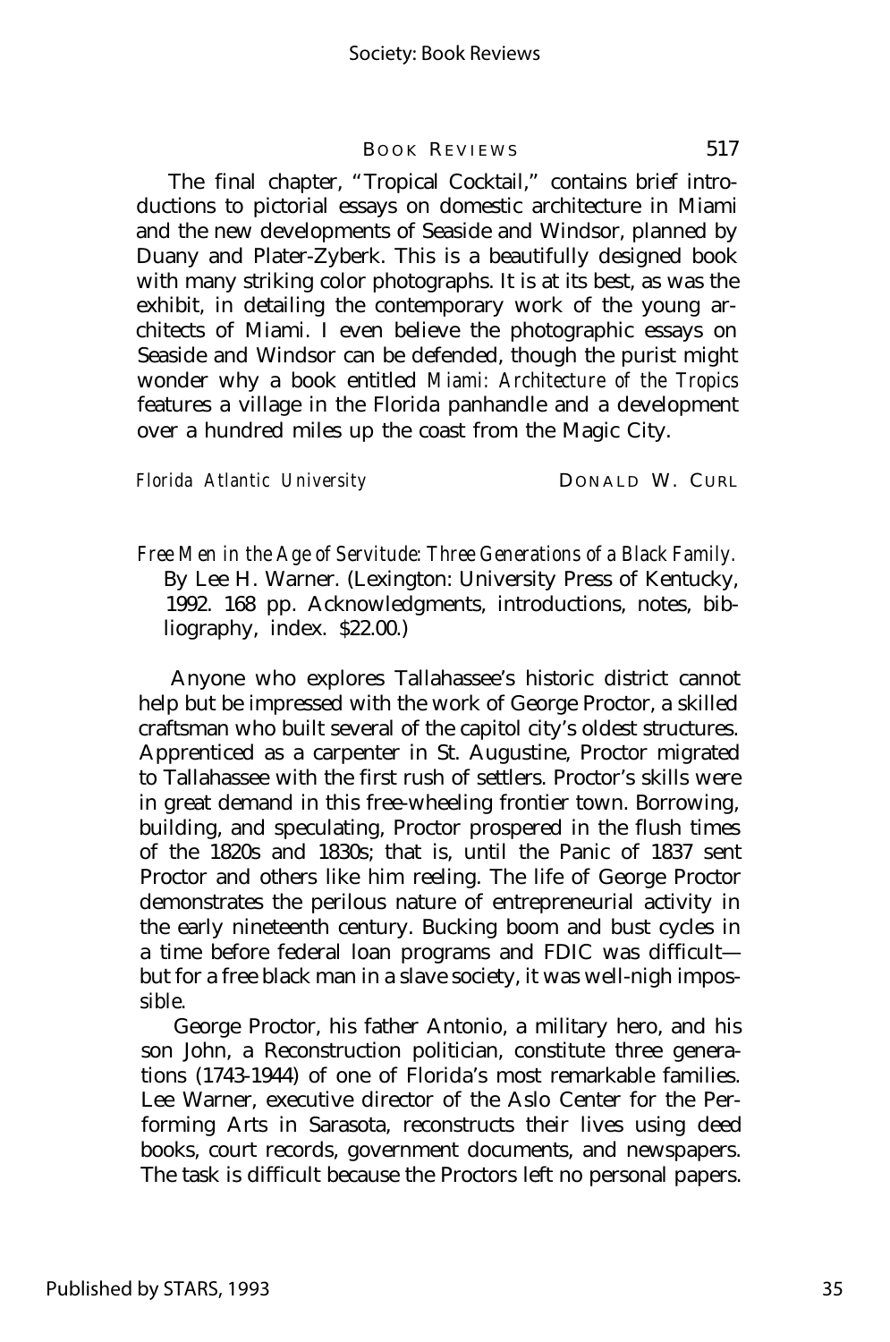The final chapter, "Tropical Cocktail," contains brief introductions to pictorial essays on domestic architecture in Miami and the new developments of Seaside and Windsor, planned by Duany and Plater-Zyberk. This is a beautifully designed book with many striking color photographs. It is at its best, as was the exhibit, in detailing the contemporary work of the young architects of Miami. I even believe the photographic essays on Seaside and Windsor can be defended, though the purist might wonder why a book entitled *Miami: Architecture of the Tropics* features a village in the Florida panhandle and a development over a hundred miles up the coast from the Magic City.

*Florida Atlantic University* DONALD W. CURL

*Free Men in the Age of Servitude: Three Generations of a Black Family.* By Lee H. Warner. (Lexington: University Press of Kentucky, 1992. 168 pp. Acknowledgments, introductions, notes, bibliography, index. $22.00.)

Anyone who explores Tallahassee's historic district cannot help but be impressed with the work of George Proctor, a skilled craftsman who built several of the capitol city's oldest structures. Apprenticed as a carpenter in St. Augustine, Proctor migrated to Tallahassee with the first rush of settlers. Proctor's skills were in great demand in this free-wheeling frontier town. Borrowing, building, and speculating, Proctor prospered in the flush times of the 1820s and 1830s; that is, until the Panic of 1837 sent Proctor and others like him reeling. The life of George Proctor demonstrates the perilous nature of entrepreneurial activity in the early nineteenth century. Bucking boom and bust cycles in a time before federal loan programs and FDIC was difficult— but for a free black man in a slave society, it was well-nigh impossible.

George Proctor, his father Antonio, a military hero, and his son John, a Reconstruction politician, constitute three generations (1743-1944) of one of Florida's most remarkable families. Lee Warner, executive director of the Aslo Center for the Performing Arts in Sarasota, reconstructs their lives using deed books, court records, government documents, and newspapers. The task is difficult because the Proctors left no personal papers.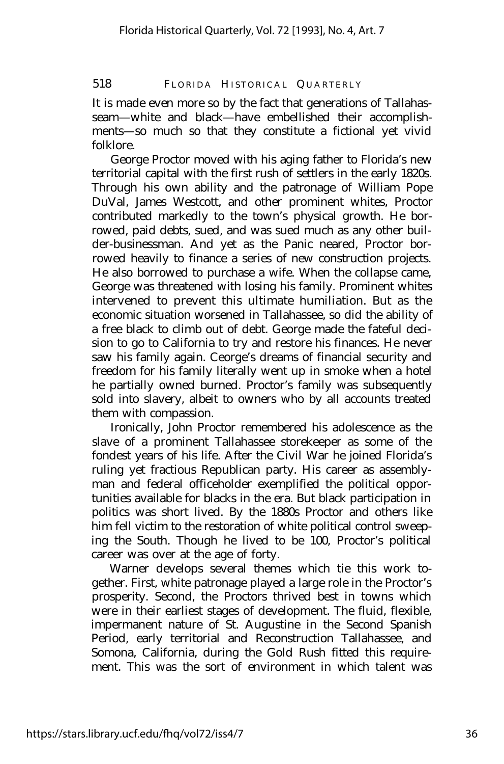It is made even more so by the fact that generations of Tallahasseam—white and black—have embellished their accomplishments—so much so that they constitute a fictional yet vivid folklore.

George Proctor moved with his aging father to Florida's new territorial capital with the first rush of settlers in the early 1820s. Through his own ability and the patronage of William Pope DuVal, James Westcott, and other prominent whites, Proctor contributed markedly to the town's physical growth. He borrowed, paid debts, sued, and was sued much as any other builder-businessman. And yet as the Panic neared, Proctor borrowed heavily to finance a series of new construction projects. He also borrowed to purchase a wife. When the collapse came, George was threatened with losing his family. Prominent whites intervened to prevent this ultimate humiliation. But as the economic situation worsened in Tallahassee, so did the ability of a free black to climb out of debt. George made the fateful decision to go to California to try and restore his finances. He never saw his family again. Ceorge's dreams of financial security and freedom for his family literally went up in smoke when a hotel he partially owned burned. Proctor's family was subsequently sold into slavery, albeit to owners who by all accounts treated them with compassion.

Ironically, John Proctor remembered his adolescence as the slave of a prominent Tallahassee storekeeper as some of the fondest years of his life. After the Civil War he joined Florida's ruling yet fractious Republican party. His career as assemblyman and federal officeholder exemplified the political opportunities available for blacks in the era. But black participation in politics was short lived. By the 1880s Proctor and others like him fell victim to the restoration of white political control sweeping the South. Though he lived to be 100, Proctor's political career was over at the age of forty.

Warner develops several themes which tie this work together. First, white patronage played a large role in the Proctor's prosperity. Second, the Proctors thrived best in towns which were in their earliest stages of development. The fluid, flexible, impermanent nature of St. Augustine in the Second Spanish Period, early territorial and Reconstruction Tallahassee, and Somona, California, during the Gold Rush fitted this requirement. This was the sort of environment in which talent was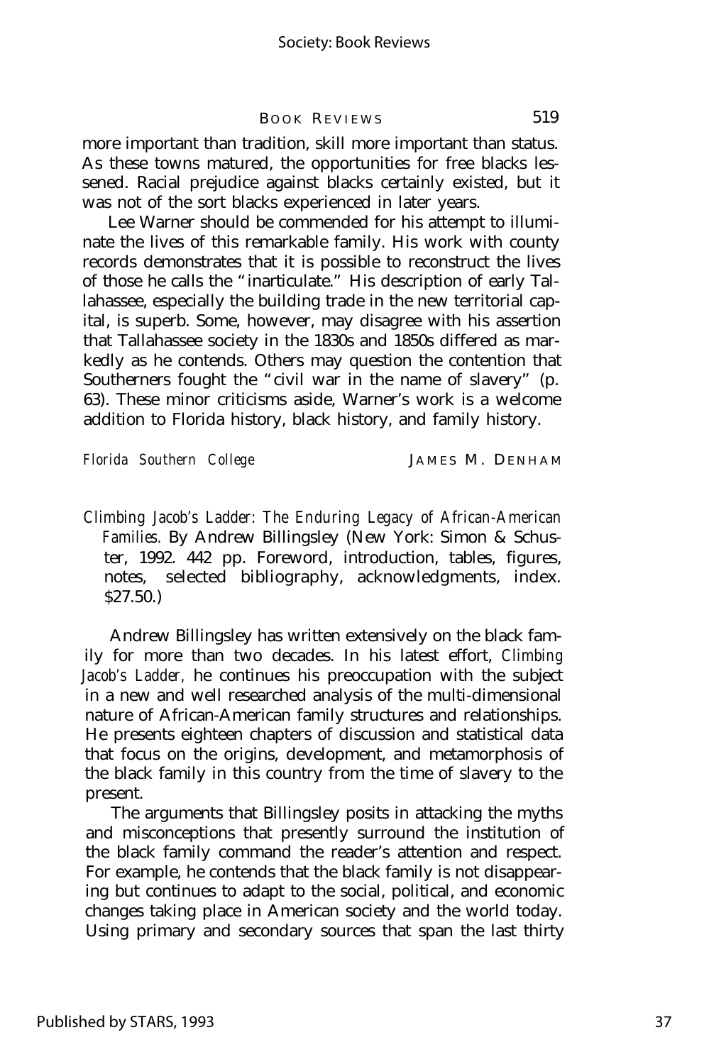more important than tradition, skill more important than status. As these towns matured, the opportunities for free blacks lessened. Racial prejudice against blacks certainly existed, but it was not of the sort blacks experienced in later years.

Lee Warner should be commended for his attempt to illuminate the lives of this remarkable family. His work with county records demonstrates that it is possible to reconstruct the lives of those he calls the "inarticulate." His description of early Tallahassee, especially the building trade in the new territorial capital, is superb. Some, however, may disagree with his assertion that Tallahassee society in the 1830s and 1850s differed as markedly as he contends. Others may question the contention that Southerners fought the "civil war in the name of slavery" (p. 63). These minor criticisms aside, Warner's work is a welcome addition to Florida history, black history, and family history.

*Florida Southern College* JAMES M. DENHAM

*Climbing Jacob's Ladder: The Enduring Legacy of African-American Families.* By Andrew Billingsley (New York: Simon & Schuster, 1992. 442 pp. Foreword, introduction, tables, figures, notes, selected bibliography, acknowledgments, index. $27.50.)

Andrew Billingsley has written extensively on the black family for more than two decades. In his latest effort, *Climbing Jacob's Ladder,* he continues his preoccupation with the subject in a new and well researched analysis of the multi-dimensional nature of African-American family structures and relationships. He presents eighteen chapters of discussion and statistical data that focus on the origins, development, and metamorphosis of the black family in this country from the time of slavery to the present.

The arguments that Billingsley posits in attacking the myths and misconceptions that presently surround the institution of the black family command the reader's attention and respect. For example, he contends that the black family is not disappearing but continues to adapt to the social, political, and economic changes taking place in American society and the world today. Using primary and secondary sources that span the last thirty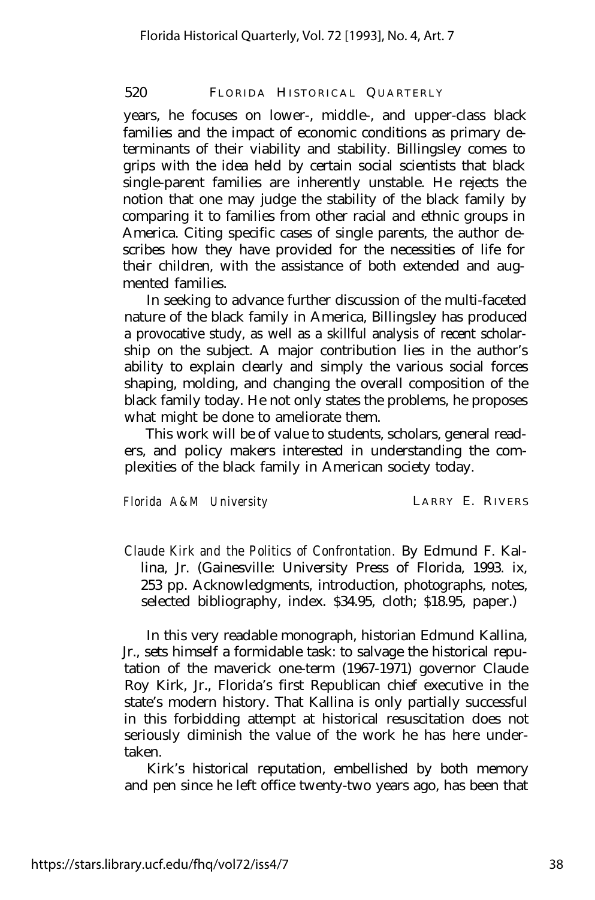years, he focuses on lower-, middle-, and upper-class black families and the impact of economic conditions as primary determinants of their viability and stability. Billingsley comes to grips with the idea held by certain social scientists that black single-parent families are inherently unstable. He rejects the notion that one may judge the stability of the black family by comparing it to families from other racial and ethnic groups in America. Citing specific cases of single parents, the author describes how they have provided for the necessities of life for their children, with the assistance of both extended and augmented families.

In seeking to advance further discussion of the multi-faceted nature of the black family in America, Billingsley has produced a provocative study, as well as a skillful analysis of recent scholarship on the subject. A major contribution lies in the author's ability to explain clearly and simply the various social forces shaping, molding, and changing the overall composition of the black family today. He not only states the problems, he proposes what might be done to ameliorate them.

This work will be of value to students, scholars, general readers, and policy makers interested in understanding the complexities of the black family in American society today.

*Florida A&M University* LARRY E. RIVERS

*Claude Kirk and the Politics of Confrontation.* By Edmund F. Kallina, Jr. (Gainesville: University Press of Florida, 1993. ix, 253 pp. Acknowledgments, introduction, photographs, notes, selected bibliography, index. $34.95, cloth; $18.95, paper.)

In this very readable monograph, historian Edmund Kallina, Jr., sets himself a formidable task: to salvage the historical reputation of the maverick one-term (1967-1971) governor Claude Roy Kirk, Jr., Florida's first Republican chief executive in the state's modern history. That Kallina is only partially successful in this forbidding attempt at historical resuscitation does not seriously diminish the value of the work he has here undertaken.

Kirk's historical reputation, embellished by both memory and pen since he left office twenty-two years ago, has been that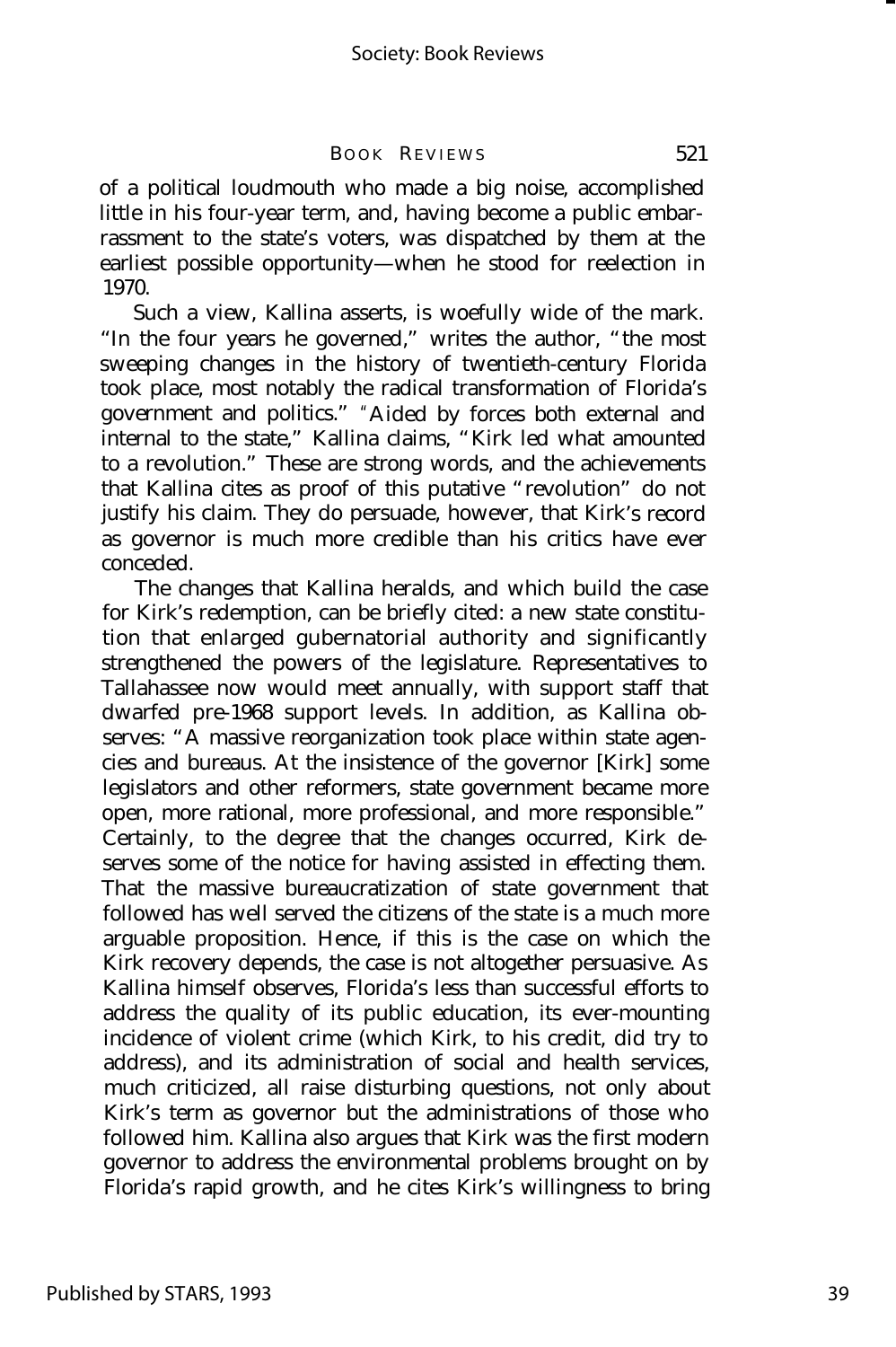of a political loudmouth who made a big noise, accomplished little in his four-year term, and, having become a public embarrassment to the state's voters, was dispatched by them at the earliest possible opportunity—when he stood for reelection in 1970.

Such a view, Kallina asserts, is woefully wide of the mark. "In the four years he governed," writes the author, "the most sweeping changes in the history of twentieth-century Florida took place, most notably the radical transformation of Florida's government and politics." "Aided by forces both external and internal to the state," Kallina claims, "Kirk led what amounted to a revolution." These are strong words, and the achievements that Kallina cites as proof of this putative "revolution" do not justify his claim. They do persuade, however, that Kirk's record as governor is much more credible than his critics have ever conceded.

The changes that Kallina heralds, and which build the case for Kirk's redemption, can be briefly cited: a new state constitution that enlarged gubernatorial authority and significantly strengthened the powers of the legislature. Representatives to Tallahassee now would meet annually, with support staff that dwarfed pre-1968 support levels. In addition, as Kallina observes: "A massive reorganization took place within state agencies and bureaus. At the insistence of the governor [Kirk] some legislators and other reformers, state government became more open, more rational, more professional, and more responsible." Certainly, to the degree that the changes occurred, Kirk deserves some of the notice for having assisted in effecting them. That the massive bureaucratization of state government that followed has well served the citizens of the state is a much more arguable proposition. Hence, if this is the case on which the Kirk recovery depends, the case is not altogether persuasive. As Kallina himself observes, Florida's less than successful efforts to address the quality of its public education, its ever-mounting incidence of violent crime (which Kirk, to his credit, did try to address), and its administration of social and health services, much criticized, all raise disturbing questions, not only about Kirk's term as governor but the administrations of those who followed him. Kallina also argues that Kirk was the first modern governor to address the environmental problems brought on by Florida's rapid growth, and he cites Kirk's willingness to bring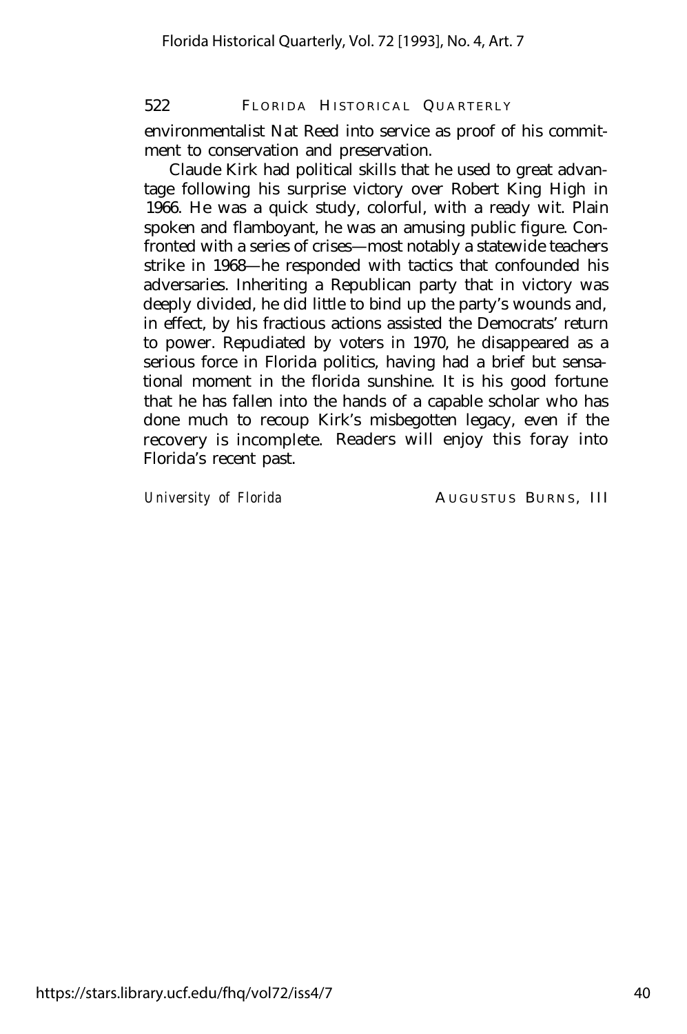environmentalist Nat Reed into service as proof of his commitment to conservation and preservation.

Claude Kirk had political skills that he used to great advantage following his surprise victory over Robert King High in 1966. He was a quick study, colorful, with a ready wit. Plain spoken and flamboyant, he was an amusing public figure. Confronted with a series of crises—most notably a statewide teachers strike in 1968—he responded with tactics that confounded his adversaries. Inheriting a Republican party that in victory was deeply divided, he did little to bind up the party's wounds and, in effect, by his fractious actions assisted the Democrats' return to power. Repudiated by voters in 1970, he disappeared as a serious force in Florida politics, having had a brief but sensational moment in the florida sunshine. It is his good fortune that he has fallen into the hands of a capable scholar who has done much to recoup Kirk's misbegotten legacy, even if the recovery is incomplete. Readers will enjoy this foray into Florida's recent past.

*University of Florida* AUGUSTUS BURNS, III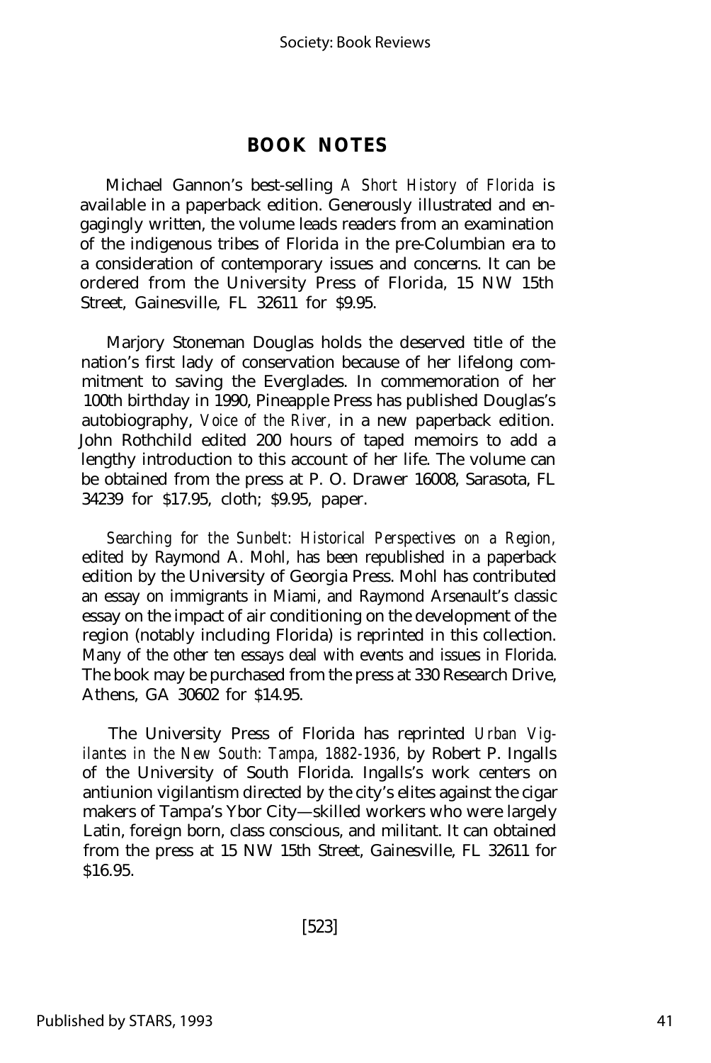## BOOK NOTES

Michael Gannon's best-selling *A Short History of Florida* is available in a paperback edition. Generously illustrated and engagingly written, the volume leads readers from an examination of the indigenous tribes of Florida in the pre-Columbian era to a consideration of contemporary issues and concerns. It can be ordered from the University Press of Florida, 15 NW 15th Street, Gainesville, FL 32611 for $9.95.

Marjory Stoneman Douglas holds the deserved title of the nation's first lady of conservation because of her lifelong commitment to saving the Everglades. In commemoration of her 100th birthday in 1990, Pineapple Press has published Douglas's autobiography, *Voice of the River,* in a new paperback edition. John Rothchild edited 200 hours of taped memoirs to add a lengthy introduction to this account of her life. The volume can be obtained from the press at P. O. Drawer 16008, Sarasota, FL 34239 for $17.95, cloth; $9.95, paper.

*Searching for the Sunbelt: Historical Perspectives on a Region,* edited by Raymond A. Mohl, has been republished in a paperback edition by the University of Georgia Press. Mohl has contributed an essay on immigrants in Miami, and Raymond Arsenault's classic essay on the impact of air conditioning on the development of the region (notably including Florida) is reprinted in this collection. Many of the other ten essays deal with events and issues in Florida. The book may be purchased from the press at 330 Research Drive, Athens, GA 30602 for $14.95.

The University Press of Florida has reprinted *Urban Vigilantes in the New South: Tampa, 1882-1936,* by Robert P. Ingalls of the University of South Florida. Ingalls's work centers on antiunion vigilantism directed by the city's elites against the cigar makers of Tampa's Ybor City— skilled workers who were largely Latin, foreign born, class conscious, and militant. It can obtained from the press at 15 NW 15th Street, Gainesville, FL 32611 for $16.95.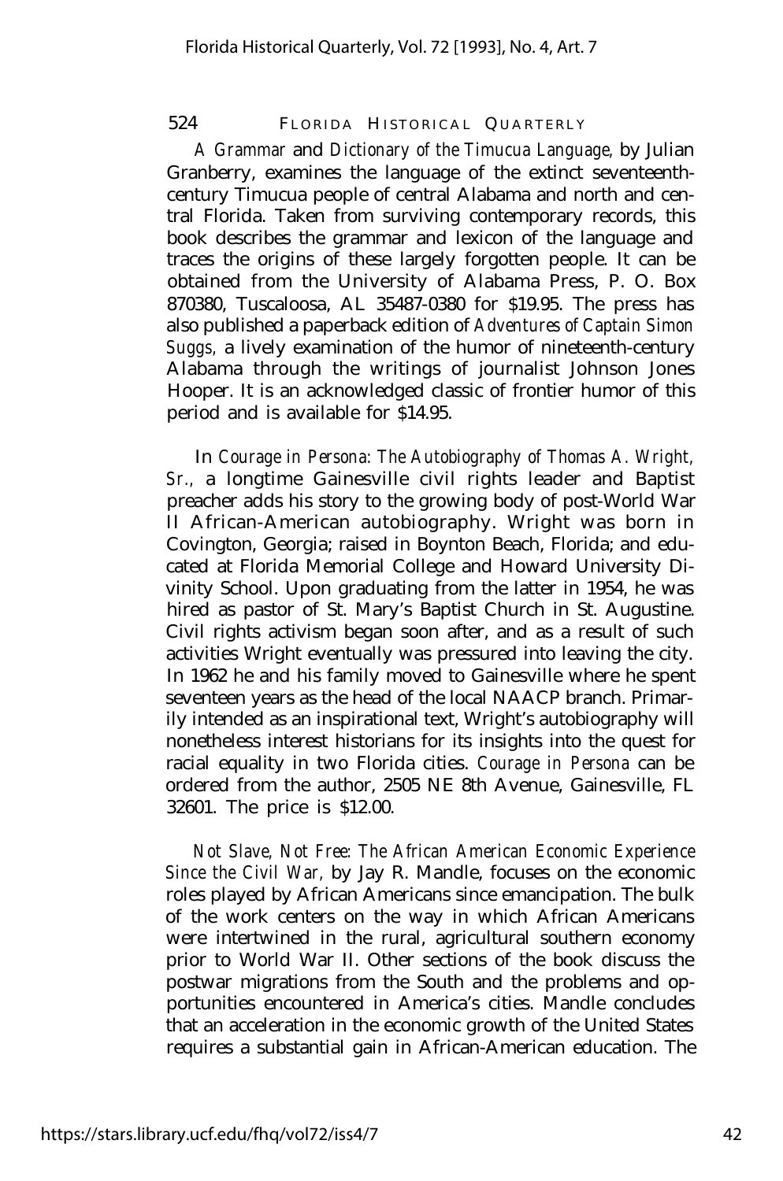*A Grammar* and *Dictionary of the Timucua Language,* by Julian Granberry, examines the language of the extinct seventeenth-century Timucua people of central Alabama and north and central Florida. Taken from surviving contemporary records, this book describes the grammar and lexicon of the language and traces the origins of these largely forgotten people. It can be obtained from the University of Alabama Press, P. O. Box 870380, Tuscaloosa, AL 35487-0380 for $19.95. The press has also published a paperback edition of *Adventures of Captain Simon Suggs,* a lively examination of the humor of nineteenth-century Alabama through the writings of journalist Johnson Jones Hooper. It is an acknowledged classic of frontier humor of this period and is available for $14.95.

In *Courage in Persona: The Autobiography of Thomas A. Wright, Sr.,* a longtime Gainesville civil rights leader and Baptist preacher adds his story to the growing body of post-World War II African-American autobiography. Wright was born in Covington, Georgia; raised in Boynton Beach, Florida; and educated at Florida Memorial College and Howard University Divinity School. Upon graduating from the latter in 1954, he was hired as pastor of St. Mary's Baptist Church in St. Augustine. Civil rights activism began soon after, and as a result of such activities Wright eventually was pressured into leaving the city. In 1962 he and his family moved to Gainesville where he spent seventeen years as the head of the local NAACP branch. Primarily intended as an inspirational text, Wright's autobiography will nonetheless interest historians for its insights into the quest for racial equality in two Florida cities. *Courage in Persona* can be ordered from the author, 2505 NE 8th Avenue, Gainesville, FL 32601. The price is $12.00.

*Not Slave, Not Free: The African American Economic Experience Since the Civil War,* by Jay R. Mandle, focuses on the economic roles played by African Americans since emancipation. The bulk of the work centers on the way in which African Americans were intertwined in the rural, agricultural southern economy prior to World War II. Other sections of the book discuss the postwar migrations from the South and the problems and opportunities encountered in America's cities. Mandle concludes that an acceleration in the economic growth of the United States requires a substantial gain in African-American education. The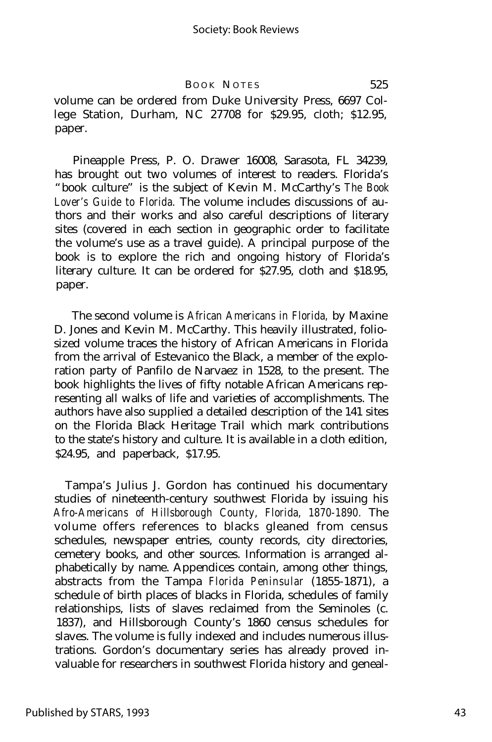volume can be ordered from Duke University Press, 6697 College Station, Durham, NC 27708 for $29.95, cloth; $12.95, paper.

Pineapple Press, P. O. Drawer 16008, Sarasota, FL 34239, has brought out two volumes of interest to readers. Florida's "book culture" is the subject of Kevin M. McCarthy's *The Book Lover's Guide to Florida.* The volume includes discussions of authors and their works and also careful descriptions of literary sites (covered in each section in geographic order to facilitate the volume's use as a travel guide). A principal purpose of the book is to explore the rich and ongoing history of Florida's literary culture. It can be ordered for $27.95, cloth and $18.95, paper.

The second volume is *African Americans in Florida,* by Maxine D. Jones and Kevin M. McCarthy. This heavily illustrated, foliosized volume traces the history of African Americans in Florida from the arrival of Estevanico the Black, a member of the exploration party of Panfilo de Narvaez in 1528, to the present. The book highlights the lives of fifty notable African Americans representing all walks of life and varieties of accomplishments. The authors have also supplied a detailed description of the 141 sites on the Florida Black Heritage Trail which mark contributions to the state's history and culture. It is available in a cloth edition, $24.95, and paperback, $17.95.

Tampa's Julius J. Gordon has continued his documentary studies of nineteenth-century southwest Florida by issuing his *Afro-Americans of Hillsborough County, Florida, 1870-1890.* The volume offers references to blacks gleaned from census schedules, newspaper entries, county records, city directories, cemetery books, and other sources. Information is arranged alphabetically by name. Appendices contain, among other things, abstracts from the Tampa *Florida Peninsular* (1855-1871), a schedule of birth places of blacks in Florida, schedules of family relationships, lists of slaves reclaimed from the Seminoles (c. 1837), and Hillsborough County's 1860 census schedules for slaves. The volume is fully indexed and includes numerous illustrations. Gordon's documentary series has already proved invaluable for researchers in southwest Florida history and geneal-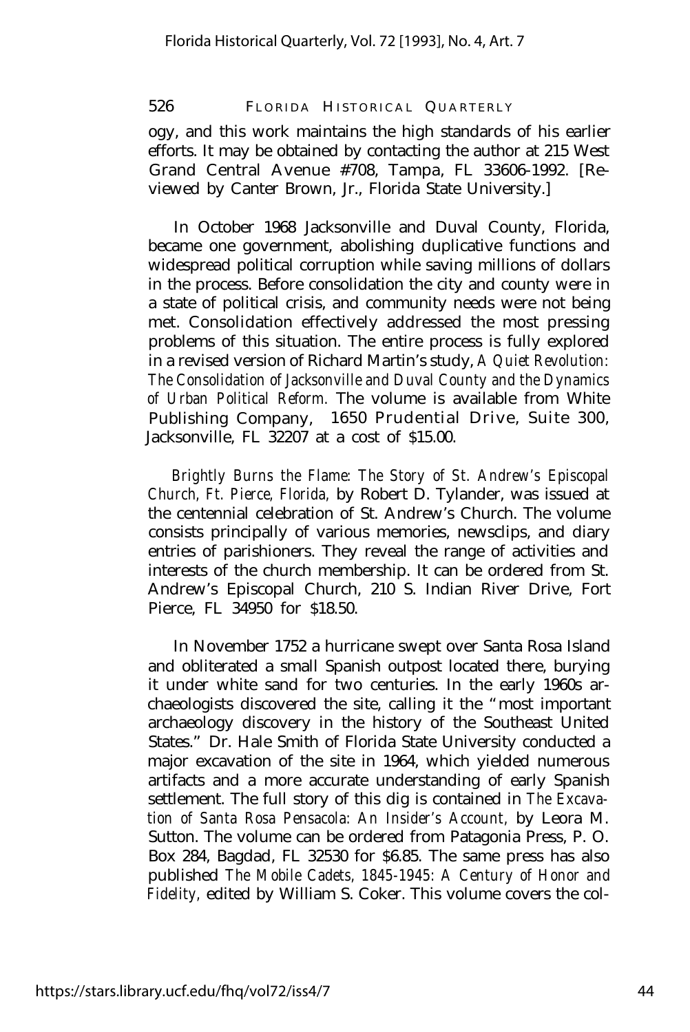ogy, and this work maintains the high standards of his earlier efforts. It may be obtained by contacting the author at 215 West Grand Central Avenue #708, Tampa, FL 33606-1992. [Reviewed by Canter Brown, Jr., Florida State University.]

In October 1968 Jacksonville and Duval County, Florida, became one government, abolishing duplicative functions and widespread political corruption while saving millions of dollars in the process. Before consolidation the city and county were in a state of political crisis, and community needs were not being met. Consolidation effectively addressed the most pressing problems of this situation. The entire process is fully explored in a revised version of Richard Martin's study, *A Quiet Revolution: The Consolidation of Jacksonville and Duval County and the Dynamics of Urban Political Reform.* The volume is available from White Publishing Company, 1650 Prudential Drive, Suite 300, Jacksonville, FL 32207 at a cost of $15.00.

*Brightly Burns the Flame: The Story of St. Andrew's Episcopal Church, Ft. Pierce, Florida,* by Robert D. Tylander, was issued at the centennial celebration of St. Andrew's Church. The volume consists principally of various memories, newsclips, and diary entries of parishioners. They reveal the range of activities and interests of the church membership. It can be ordered from St. Andrew's Episcopal Church, 210 S. Indian River Drive, Fort Pierce, FL 34950 for $18.50.

In November 1752 a hurricane swept over Santa Rosa Island and obliterated a small Spanish outpost located there, burying it under white sand for two centuries. In the early 1960s archaeologists discovered the site, calling it the "most important archaeology discovery in the history of the Southeast United States." Dr. Hale Smith of Florida State University conducted a major excavation of the site in 1964, which yielded numerous artifacts and a more accurate understanding of early Spanish settlement. The full story of this dig is contained in *The Excavation of Santa Rosa Pensacola: An Insider's Account,* by Leora M. Sutton. The volume can be ordered from Patagonia Press, P. O. Box 284, Bagdad, FL 32530 for $6.85. The same press has also published *The Mobile Cadets, 1845-1945: A Century of Honor and Fidelity,* edited by William S. Coker. This volume covers the col-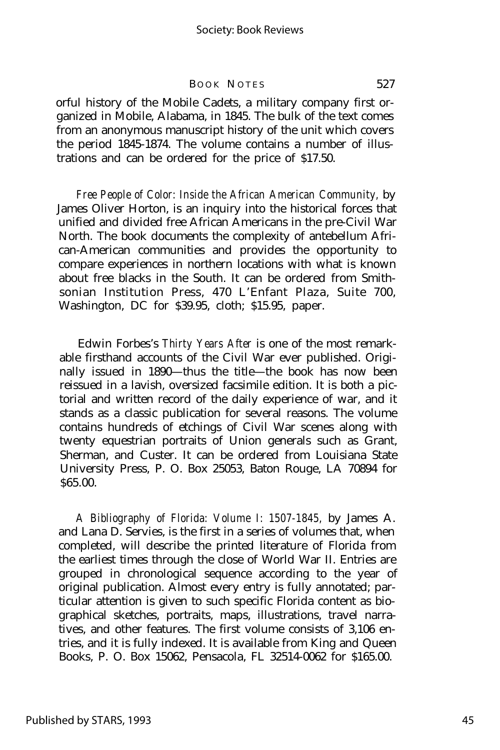orful history of the Mobile Cadets, a military company first organized in Mobile, Alabama, in 1845. The bulk of the text comes from an anonymous manuscript history of the unit which covers the period 1845-1874. The volume contains a number of illustrations and can be ordered for the price of $17.50.

*Free People of Color: Inside the African American Community*, by James Oliver Horton, is an inquiry into the historical forces that unified and divided free African Americans in the pre-Civil War North. The book documents the complexity of antebellum African-American communities and provides the opportunity to compare experiences in northern locations with what is known about free blacks in the South. It can be ordered from Smithsonian Institution Press, 470 L'Enfant Plaza, Suite 700, Washington, DC for $39.95, cloth; $15.95, paper.

Edwin Forbes's *Thirty Years After* is one of the most remarkable firsthand accounts of the Civil War ever published. Originally issued in 1890—thus the title—the book has now been reissued in a lavish, oversized facsimile edition. It is both a pictorial and written record of the daily experience of war, and it stands as a classic publication for several reasons. The volume contains hundreds of etchings of Civil War scenes along with twenty equestrian portraits of Union generals such as Grant, Sherman, and Custer. It can be ordered from Louisiana State University Press, P. O. Box 25053, Baton Rouge, LA 70894 for $65.00.

*A Bibliography of Florida: Volume I: 1507-1845,* by James A. and Lana D. Servies, is the first in a series of volumes that, when completed, will describe the printed literature of Florida from the earliest times through the close of World War II. Entries are grouped in chronological sequence according to the year of original publication. Almost every entry is fully annotated; particular attention is given to such specific Florida content as biographical sketches, portraits, maps, illustrations, travel narratives, and other features. The first volume consists of 3,106 entries, and it is fully indexed. It is available from King and Queen Books, P. O. Box 15062, Pensacola, FL 32514-0062 for $165.00.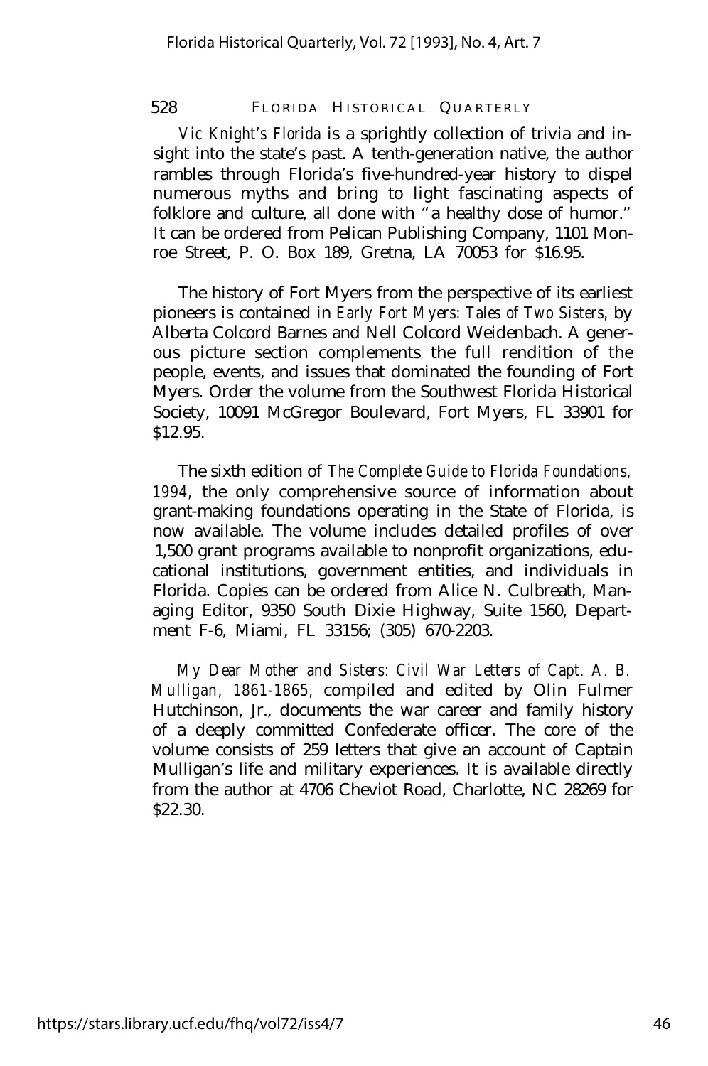*Vic Knight's Florida* is a sprightly collection of trivia and insight into the state's past. A tenth-generation native, the author rambles through Florida's five-hundred-year history to dispel numerous myths and bring to light fascinating aspects of folklore and culture, all done with "a healthy dose of humor." It can be ordered from Pelican Publishing Company, 1101 Monroe Street, P. O. Box 189, Gretna, LA 70053 for $16.95.

The history of Fort Myers from the perspective of its earliest pioneers is contained in *Early Fort Myers: Tales of Two Sisters,* by Alberta Colcord Barnes and Nell Colcord Weidenbach. A generous picture section complements the full rendition of the people, events, and issues that dominated the founding of Fort Myers. Order the volume from the Southwest Florida Historical Society, 10091 McGregor Boulevard, Fort Myers, FL 33901 for $12.95.

The sixth edition of *The Complete Guide to Florida Foundations, 1994,* the only comprehensive source of information about grant-making foundations operating in the State of Florida, is now available. The volume includes detailed profiles of over 1,500 grant programs available to nonprofit organizations, educational institutions, government entities, and individuals in Florida. Copies can be ordered from Alice N. Culbreath, Managing Editor, 9350 South Dixie Highway, Suite 1560, Department F-6, Miami, FL 33156; (305) 670-2203.

*My Dear Mother and Sisters: Civil War Letters of Capt. A. B. Mulligan, 1861-1865,* compiled and edited by Olin Fulmer Hutchinson, Jr., documents the war career and family history of a deeply committed Confederate officer. The core of the volume consists of 259 letters that give an account of Captain Mulligan's life and military experiences. It is available directly from the author at 4706 Cheviot Road, Charlotte, NC 28269 for $22.30.